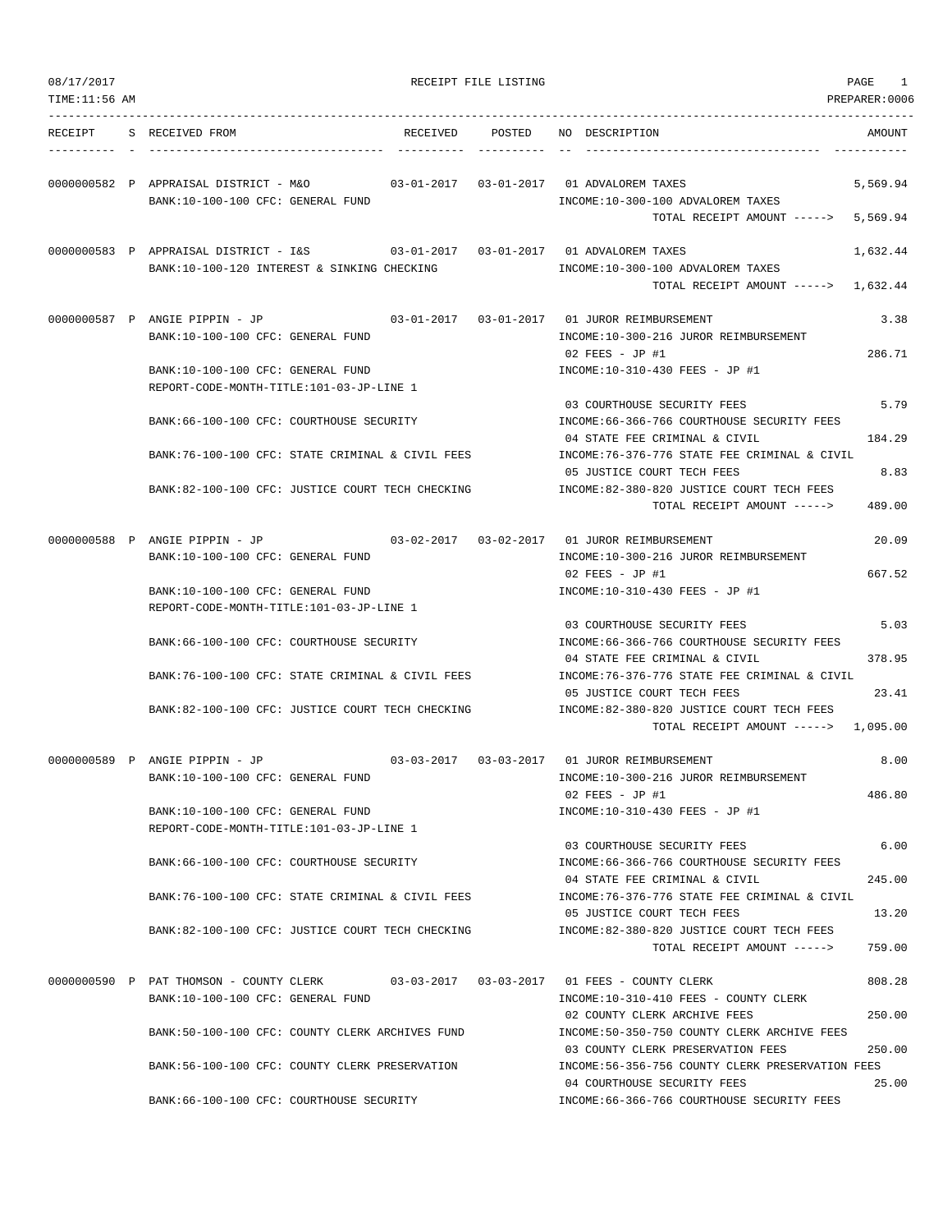RECEIPT FILE LISTING

| RECEIPT | S | RECEIVED FROM | RECEIVED | POSTED | NO | DESCRIPTION | AMOUNT |
|---|---|---|---|---|---|---|---|
| 0000000582 | P | APPRAISAL DISTRICT - M&O | 03-01-2017 | 03-01-2017 | 01 | ADVALOREM TAXES | 5,569.94 |
| | | BANK:10-100-100 CFC: GENERAL FUND | | | | INCOME:10-300-100 ADVALOREM TAXES | |
| | | | | | | TOTAL RECEIPT AMOUNT -----> | 5,569.94 |
| 0000000583 | P | APPRAISAL DISTRICT - I&S | 03-01-2017 | 03-01-2017 | 01 | ADVALOREM TAXES | 1,632.44 |
| | | BANK:10-100-120 INTEREST & SINKING CHECKING | | | | INCOME:10-300-100 ADVALOREM TAXES | |
| | | | | | | TOTAL RECEIPT AMOUNT -----> | 1,632.44 |
| 0000000587 | P | ANGIE PIPPIN - JP | 03-01-2017 | 03-01-2017 | 01 | JUROR REIMBURSEMENT | 3.38 |
| | | BANK:10-100-100 CFC: GENERAL FUND | | | | INCOME:10-300-216 JUROR REIMBURSEMENT | |
| | | | | | 02 | FEES - JP #1 | 286.71 |
| | | BANK:10-100-100 CFC: GENERAL FUND | | | | INCOME:10-310-430 FEES - JP #1 | |
| | | REPORT-CODE-MONTH-TITLE:101-03-JP-LINE 1 | | | | | |
| | | | | | 03 | COURTHOUSE SECURITY FEES | 5.79 |
| | | BANK:66-100-100 CFC: COURTHOUSE SECURITY | | | | INCOME:66-366-766 COURTHOUSE SECURITY FEES | |
| | | | | | 04 | STATE FEE CRIMINAL & CIVIL | 184.29 |
| | | BANK:76-100-100 CFC: STATE CRIMINAL & CIVIL FEES | | | | INCOME:76-376-776 STATE FEE CRIMINAL & CIVIL | |
| | | | | | 05 | JUSTICE COURT TECH FEES | 8.83 |
| | | BANK:82-100-100 CFC: JUSTICE COURT TECH CHECKING | | | | INCOME:82-380-820 JUSTICE COURT TECH FEES | |
| | | | | | | TOTAL RECEIPT AMOUNT -----> | 489.00 |
| 0000000588 | P | ANGIE PIPPIN - JP | 03-02-2017 | 03-02-2017 | 01 | JUROR REIMBURSEMENT | 20.09 |
| | | BANK:10-100-100 CFC: GENERAL FUND | | | | INCOME:10-300-216 JUROR REIMBURSEMENT | |
| | | | | | 02 | FEES - JP #1 | 667.52 |
| | | BANK:10-100-100 CFC: GENERAL FUND | | | | INCOME:10-310-430 FEES - JP #1 | |
| | | REPORT-CODE-MONTH-TITLE:101-03-JP-LINE 1 | | | | | |
| | | | | | 03 | COURTHOUSE SECURITY FEES | 5.03 |
| | | BANK:66-100-100 CFC: COURTHOUSE SECURITY | | | | INCOME:66-366-766 COURTHOUSE SECURITY FEES | |
| | | | | | 04 | STATE FEE CRIMINAL & CIVIL | 378.95 |
| | | BANK:76-100-100 CFC: STATE CRIMINAL & CIVIL FEES | | | | INCOME:76-376-776 STATE FEE CRIMINAL & CIVIL | |
| | | | | | 05 | JUSTICE COURT TECH FEES | 23.41 |
| | | BANK:82-100-100 CFC: JUSTICE COURT TECH CHECKING | | | | INCOME:82-380-820 JUSTICE COURT TECH FEES | |
| | | | | | | TOTAL RECEIPT AMOUNT -----> | 1,095.00 |
| 0000000589 | P | ANGIE PIPPIN - JP | 03-03-2017 | 03-03-2017 | 01 | JUROR REIMBURSEMENT | 8.00 |
| | | BANK:10-100-100 CFC: GENERAL FUND | | | | INCOME:10-300-216 JUROR REIMBURSEMENT | |
| | | | | | 02 | FEES - JP #1 | 486.80 |
| | | BANK:10-100-100 CFC: GENERAL FUND | | | | INCOME:10-310-430 FEES - JP #1 | |
| | | REPORT-CODE-MONTH-TITLE:101-03-JP-LINE 1 | | | | | |
| | | | | | 03 | COURTHOUSE SECURITY FEES | 6.00 |
| | | BANK:66-100-100 CFC: COURTHOUSE SECURITY | | | | INCOME:66-366-766 COURTHOUSE SECURITY FEES | |
| | | | | | 04 | STATE FEE CRIMINAL & CIVIL | 245.00 |
| | | BANK:76-100-100 CFC: STATE CRIMINAL & CIVIL FEES | | | | INCOME:76-376-776 STATE FEE CRIMINAL & CIVIL | |
| | | | | | 05 | JUSTICE COURT TECH FEES | 13.20 |
| | | BANK:82-100-100 CFC: JUSTICE COURT TECH CHECKING | | | | INCOME:82-380-820 JUSTICE COURT TECH FEES | |
| | | | | | | TOTAL RECEIPT AMOUNT -----> | 759.00 |
| 0000000590 | P | PAT THOMSON - COUNTY CLERK | 03-03-2017 | 03-03-2017 | 01 | FEES - COUNTY CLERK | 808.28 |
| | | BANK:10-100-100 CFC: GENERAL FUND | | | | INCOME:10-310-410 FEES - COUNTY CLERK | |
| | | | | | 02 | COUNTY CLERK ARCHIVE FEES | 250.00 |
| | | BANK:50-100-100 CFC: COUNTY CLERK ARCHIVES FUND | | | | INCOME:50-350-750 COUNTY CLERK ARCHIVE FEES | |
| | | | | | 03 | COUNTY CLERK PRESERVATION FEES | 250.00 |
| | | BANK:56-100-100 CFC: COUNTY CLERK PRESERVATION | | | | INCOME:56-356-756 COUNTY CLERK PRESERVATION FEES | |
| | | | | | 04 | COURTHOUSE SECURITY FEES | 25.00 |
| | | BANK:66-100-100 CFC: COURTHOUSE SECURITY | | | | INCOME:66-366-766 COURTHOUSE SECURITY FEES | |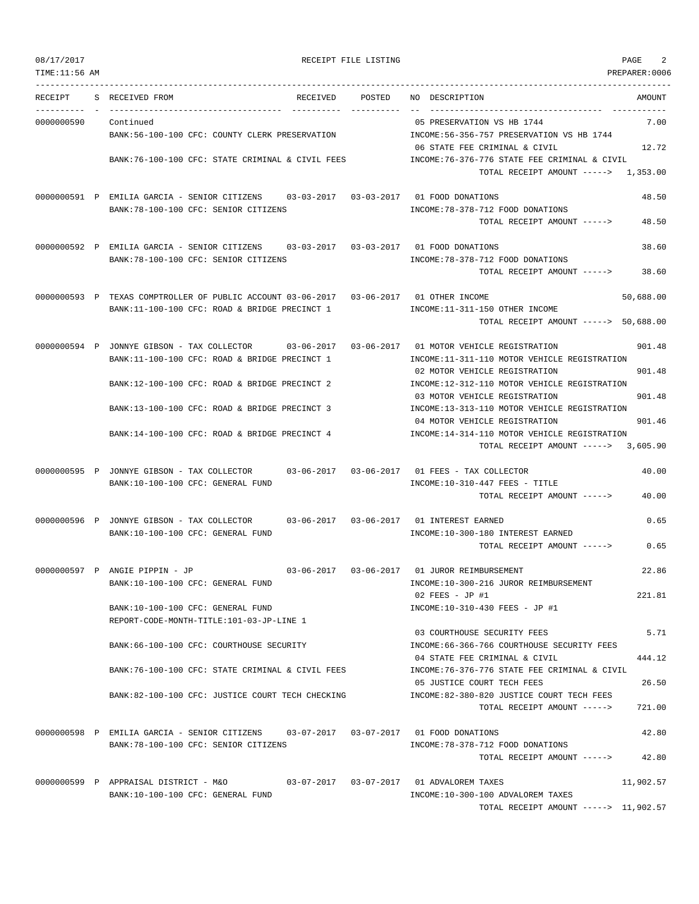08/17/2017 RECEIPT FILE LISTING

TIME:11:56 AM PREPARER:0006

| RECEIPT | S | RECEIVED FROM | RECEIVED | POSTED | NO DESCRIPTION | AMOUNT |
|---|---|---|---|---|---|---|
| 0000000590 | | Continued | | | 05 PRESERVATION VS HB 1744 | 7.00 |
| | | BANK:56-100-100 CFC: COUNTY CLERK PRESERVATION | | | INCOME:56-356-757 PRESERVATION VS HB 1744 | |
| | | | | | 06 STATE FEE CRIMINAL & CIVIL | 12.72 |
| | | BANK:76-100-100 CFC: STATE CRIMINAL & CIVIL FEES | | | INCOME:76-376-776 STATE FEE CRIMINAL & CIVIL | |
| | | | | | TOTAL RECEIPT AMOUNT -----> | 1,353.00 |
| 0000000591 | P | EMILIA GARCIA - SENIOR CITIZENS | 03-03-2017 | 03-03-2017 | 01 FOOD DONATIONS | 48.50 |
| | | BANK:78-100-100 CFC: SENIOR CITIZENS | | | INCOME:78-378-712 FOOD DONATIONS | |
| | | | | | TOTAL RECEIPT AMOUNT -----> | 48.50 |
| 0000000592 | P | EMILIA GARCIA - SENIOR CITIZENS | 03-03-2017 | 03-03-2017 | 01 FOOD DONATIONS | 38.60 |
| | | BANK:78-100-100 CFC: SENIOR CITIZENS | | | INCOME:78-378-712 FOOD DONATIONS | |
| | | | | | TOTAL RECEIPT AMOUNT -----> | 38.60 |
| 0000000593 | P | TEXAS COMPTROLLER OF PUBLIC ACCOUNT | 03-06-2017 | 03-06-2017 | 01 OTHER INCOME | 50,688.00 |
| | | BANK:11-100-100 CFC: ROAD & BRIDGE PRECINCT 1 | | | INCOME:11-311-150 OTHER INCOME | |
| | | | | | TOTAL RECEIPT AMOUNT -----> | 50,688.00 |
| 0000000594 | P | JONNYE GIBSON - TAX COLLECTOR | 03-06-2017 | 03-06-2017 | 01 MOTOR VEHICLE REGISTRATION | 901.48 |
| | | BANK:11-100-100 CFC: ROAD & BRIDGE PRECINCT 1 | | | INCOME:11-311-110 MOTOR VEHICLE REGISTRATION | |
| | | | | | 02 MOTOR VEHICLE REGISTRATION | 901.48 |
| | | BANK:12-100-100 CFC: ROAD & BRIDGE PRECINCT 2 | | | INCOME:12-312-110 MOTOR VEHICLE REGISTRATION | |
| | | | | | 03 MOTOR VEHICLE REGISTRATION | 901.48 |
| | | BANK:13-100-100 CFC: ROAD & BRIDGE PRECINCT 3 | | | INCOME:13-313-110 MOTOR VEHICLE REGISTRATION | |
| | | | | | 04 MOTOR VEHICLE REGISTRATION | 901.46 |
| | | BANK:14-100-100 CFC: ROAD & BRIDGE PRECINCT 4 | | | INCOME:14-314-110 MOTOR VEHICLE REGISTRATION | |
| | | | | | TOTAL RECEIPT AMOUNT -----> | 3,605.90 |
| 0000000595 | P | JONNYE GIBSON - TAX COLLECTOR | 03-06-2017 | 03-06-2017 | 01 FEES - TAX COLLECTOR | 40.00 |
| | | BANK:10-100-100 CFC: GENERAL FUND | | | INCOME:10-310-447 FEES - TITLE | |
| | | | | | TOTAL RECEIPT AMOUNT -----> | 40.00 |
| 0000000596 | P | JONNYE GIBSON - TAX COLLECTOR | 03-06-2017 | 03-06-2017 | 01 INTEREST EARNED | 0.65 |
| | | BANK:10-100-100 CFC: GENERAL FUND | | | INCOME:10-300-180 INTEREST EARNED | |
| | | | | | TOTAL RECEIPT AMOUNT -----> | 0.65 |
| 0000000597 | P | ANGIE PIPPIN - JP | 03-06-2017 | 03-06-2017 | 01 JUROR REIMBURSEMENT | 22.86 |
| | | BANK:10-100-100 CFC: GENERAL FUND | | | INCOME:10-300-216 JUROR REIMBURSEMENT | |
| | | | | | 02 FEES - JP #1 | 221.81 |
| | | BANK:10-100-100 CFC: GENERAL FUND | | | INCOME:10-310-430 FEES - JP #1 | |
| | | REPORT-CODE-MONTH-TITLE:101-03-JP-LINE 1 | | | | |
| | | | | | 03 COURTHOUSE SECURITY FEES | 5.71 |
| | | BANK:66-100-100 CFC: COURTHOUSE SECURITY | | | INCOME:66-366-766 COURTHOUSE SECURITY FEES | |
| | | | | | 04 STATE FEE CRIMINAL & CIVIL | 444.12 |
| | | BANK:76-100-100 CFC: STATE CRIMINAL & CIVIL FEES | | | INCOME:76-376-776 STATE FEE CRIMINAL & CIVIL | |
| | | | | | 05 JUSTICE COURT TECH FEES | 26.50 |
| | | BANK:82-100-100 CFC: JUSTICE COURT TECH CHECKING | | | INCOME:82-380-820 JUSTICE COURT TECH FEES | |
| | | | | | TOTAL RECEIPT AMOUNT -----> | 721.00 |
| 0000000598 | P | EMILIA GARCIA - SENIOR CITIZENS | 03-07-2017 | 03-07-2017 | 01 FOOD DONATIONS | 42.80 |
| | | BANK:78-100-100 CFC: SENIOR CITIZENS | | | INCOME:78-378-712 FOOD DONATIONS | |
| | | | | | TOTAL RECEIPT AMOUNT -----> | 42.80 |
| 0000000599 | P | APPRAISAL DISTRICT - M&O | 03-07-2017 | 03-07-2017 | 01 ADVALOREM TAXES | 11,902.57 |
| | | BANK:10-100-100 CFC: GENERAL FUND | | | INCOME:10-300-100 ADVALOREM TAXES | |
| | | | | | TOTAL RECEIPT AMOUNT -----> | 11,902.57 |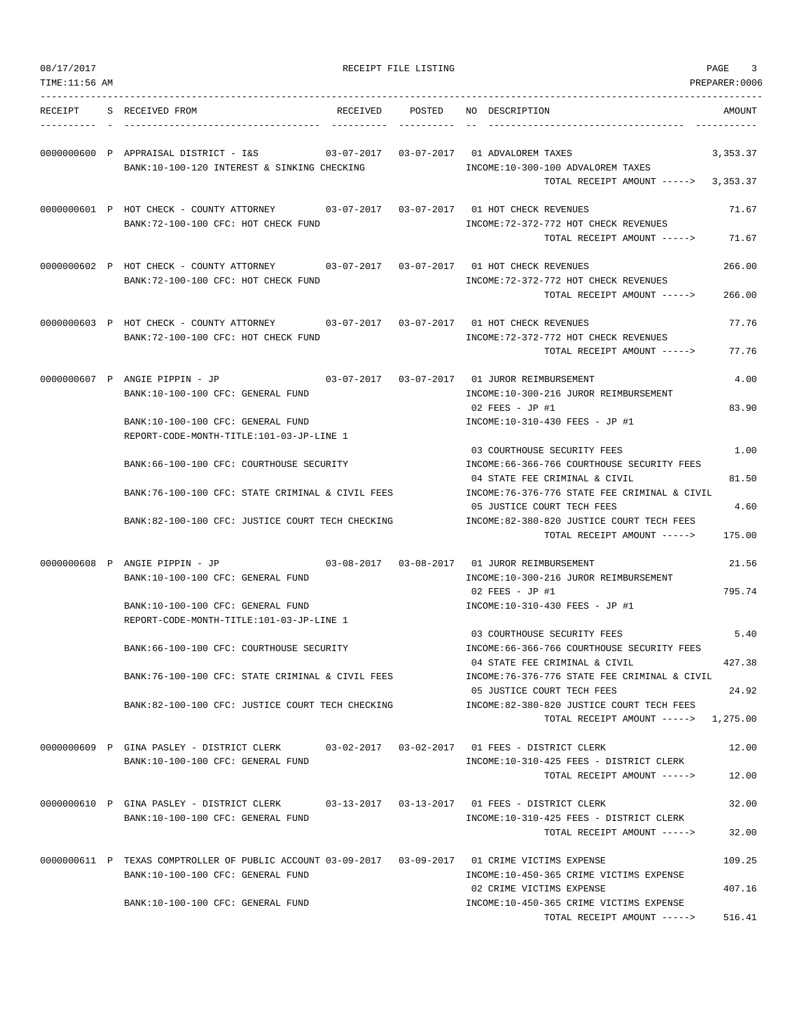RECEIPT FILE LISTING

| RECEIPT | S | RECEIVED FROM | RECEIVED | POSTED | NO | DESCRIPTION | AMOUNT |
|---|---|---|---|---|---|---|---|
| 0000000600 | P | APPRAISAL DISTRICT - I&S | 03-07-2017 | 03-07-2017 | 01 | ADVALOREM TAXES | 3,353.37 |
| | | BANK:10-100-120 INTEREST & SINKING CHECKING | | | | INCOME:10-300-100 ADVALOREM TAXES | |
| | | | | | | TOTAL RECEIPT AMOUNT -----> | 3,353.37 |
| 0000000601 | P | HOT CHECK - COUNTY ATTORNEY | 03-07-2017 | 03-07-2017 | 01 | HOT CHECK REVENUES | 71.67 |
| | | BANK:72-100-100 CFC: HOT CHECK FUND | | | | INCOME:72-372-772 HOT CHECK REVENUES | |
| | | | | | | TOTAL RECEIPT AMOUNT -----> | 71.67 |
| 0000000602 | P | HOT CHECK - COUNTY ATTORNEY | 03-07-2017 | 03-07-2017 | 01 | HOT CHECK REVENUES | 266.00 |
| | | BANK:72-100-100 CFC: HOT CHECK FUND | | | | INCOME:72-372-772 HOT CHECK REVENUES | |
| | | | | | | TOTAL RECEIPT AMOUNT -----> | 266.00 |
| 0000000603 | P | HOT CHECK - COUNTY ATTORNEY | 03-07-2017 | 03-07-2017 | 01 | HOT CHECK REVENUES | 77.76 |
| | | BANK:72-100-100 CFC: HOT CHECK FUND | | | | INCOME:72-372-772 HOT CHECK REVENUES | |
| | | | | | | TOTAL RECEIPT AMOUNT -----> | 77.76 |
| 0000000607 | P | ANGIE PIPPIN - JP | 03-07-2017 | 03-07-2017 | 01 | JUROR REIMBURSEMENT | 4.00 |
| | | BANK:10-100-100 CFC: GENERAL FUND | | | | INCOME:10-300-216 JUROR REIMBURSEMENT | |
| | | | | | 02 | FEES - JP #1 | 83.90 |
| | | BANK:10-100-100 CFC: GENERAL FUND | | | | INCOME:10-310-430 FEES - JP #1 | |
| | | REPORT-CODE-MONTH-TITLE:101-03-JP-LINE 1 | | | | | |
| | | | | | 03 | COURTHOUSE SECURITY FEES | 1.00 |
| | | BANK:66-100-100 CFC: COURTHOUSE SECURITY | | | | INCOME:66-366-766 COURTHOUSE SECURITY FEES | |
| | | | | | 04 | STATE FEE CRIMINAL & CIVIL | 81.50 |
| | | BANK:76-100-100 CFC: STATE CRIMINAL & CIVIL FEES | | | | INCOME:76-376-776 STATE FEE CRIMINAL & CIVIL | |
| | | | | | 05 | JUSTICE COURT TECH FEES | 4.60 |
| | | BANK:82-100-100 CFC: JUSTICE COURT TECH CHECKING | | | | INCOME:82-380-820 JUSTICE COURT TECH FEES | |
| | | | | | | TOTAL RECEIPT AMOUNT -----> | 175.00 |
| 0000000608 | P | ANGIE PIPPIN - JP | 03-08-2017 | 03-08-2017 | 01 | JUROR REIMBURSEMENT | 21.56 |
| | | BANK:10-100-100 CFC: GENERAL FUND | | | | INCOME:10-300-216 JUROR REIMBURSEMENT | |
| | | | | | 02 | FEES - JP #1 | 795.74 |
| | | BANK:10-100-100 CFC: GENERAL FUND | | | | INCOME:10-310-430 FEES - JP #1 | |
| | | REPORT-CODE-MONTH-TITLE:101-03-JP-LINE 1 | | | | | |
| | | | | | 03 | COURTHOUSE SECURITY FEES | 5.40 |
| | | BANK:66-100-100 CFC: COURTHOUSE SECURITY | | | | INCOME:66-366-766 COURTHOUSE SECURITY FEES | |
| | | | | | 04 | STATE FEE CRIMINAL & CIVIL | 427.38 |
| | | BANK:76-100-100 CFC: STATE CRIMINAL & CIVIL FEES | | | | INCOME:76-376-776 STATE FEE CRIMINAL & CIVIL | |
| | | | | | 05 | JUSTICE COURT TECH FEES | 24.92 |
| | | BANK:82-100-100 CFC: JUSTICE COURT TECH CHECKING | | | | INCOME:82-380-820 JUSTICE COURT TECH FEES | |
| | | | | | | TOTAL RECEIPT AMOUNT -----> | 1,275.00 |
| 0000000609 | P | GINA PASLEY - DISTRICT CLERK | 03-02-2017 | 03-02-2017 | 01 | FEES - DISTRICT CLERK | 12.00 |
| | | BANK:10-100-100 CFC: GENERAL FUND | | | | INCOME:10-310-425 FEES - DISTRICT CLERK | |
| | | | | | | TOTAL RECEIPT AMOUNT -----> | 12.00 |
| 0000000610 | P | GINA PASLEY - DISTRICT CLERK | 03-13-2017 | 03-13-2017 | 01 | FEES - DISTRICT CLERK | 32.00 |
| | | BANK:10-100-100 CFC: GENERAL FUND | | | | INCOME:10-310-425 FEES - DISTRICT CLERK | |
| | | | | | | TOTAL RECEIPT AMOUNT -----> | 32.00 |
| 0000000611 | P | TEXAS COMPTROLLER OF PUBLIC ACCOUNT | 03-09-2017 | 03-09-2017 | 01 | CRIME VICTIMS EXPENSE | 109.25 |
| | | BANK:10-100-100 CFC: GENERAL FUND | | | | INCOME:10-450-365 CRIME VICTIMS EXPENSE | |
| | | | | | 02 | CRIME VICTIMS EXPENSE | 407.16 |
| | | BANK:10-100-100 CFC: GENERAL FUND | | | | INCOME:10-450-365 CRIME VICTIMS EXPENSE | |
| | | | | | | TOTAL RECEIPT AMOUNT -----> | 516.41 |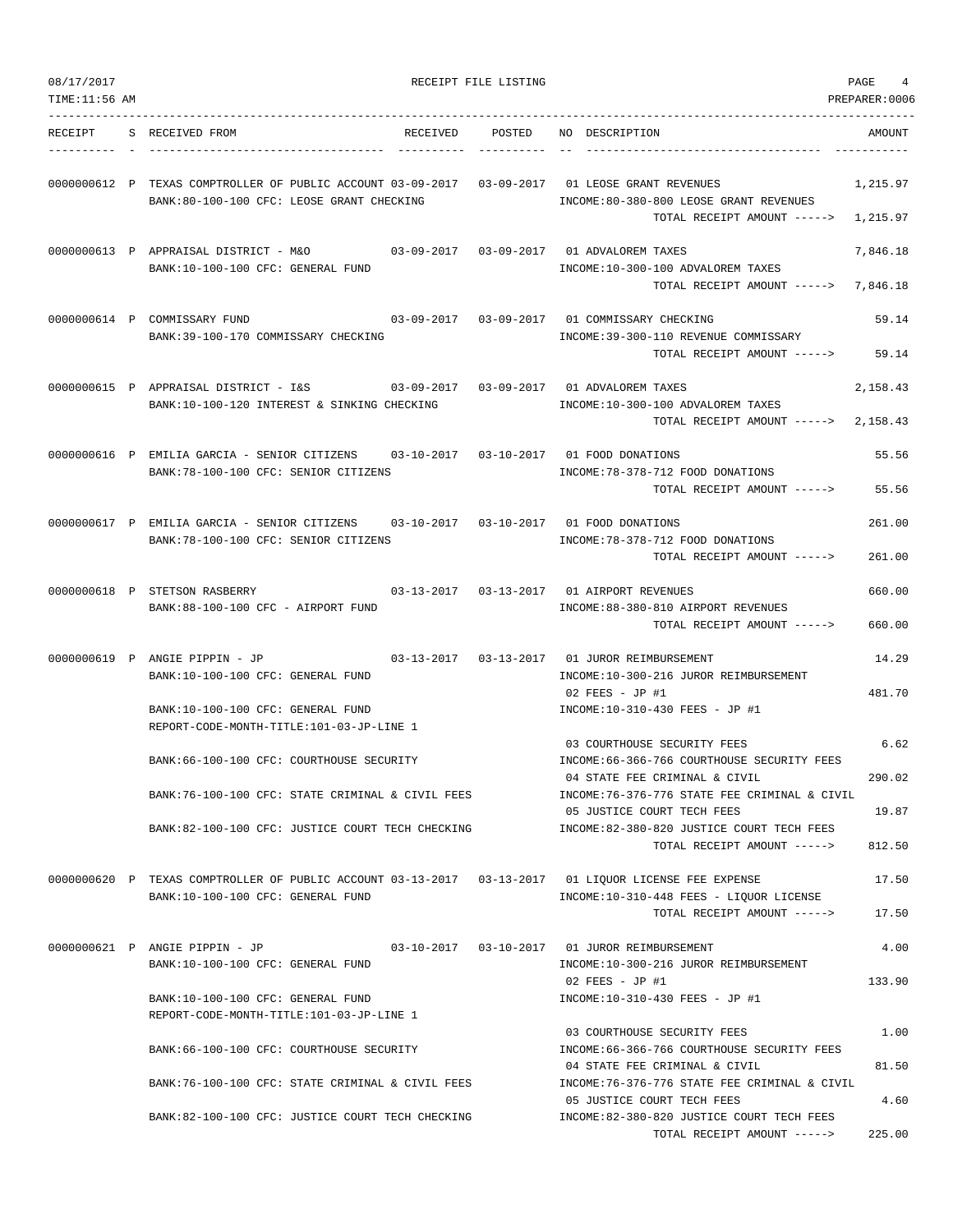08/17/2017 RECEIPT FILE LISTING
TIME:11:56 AM PREPARER:0006

| RECEIPT | S | RECEIVED FROM | RECEIVED | POSTED | NO | DESCRIPTION | AMOUNT |
|---|---|---|---|---|---|---|---|
| 0000000612 | P | TEXAS COMPTROLLER OF PUBLIC ACCOUNT | 03-09-2017 | 03-09-2017 | 01 | LEOSE GRANT REVENUES | 1,215.97 |
| | | BANK:80-100-100 CFC: LEOSE GRANT CHECKING | | | | INCOME:80-380-800 LEOSE GRANT REVENUES | |
| | | | | | | TOTAL RECEIPT AMOUNT -----> | 1,215.97 |
| 0000000613 | P | APPRAISAL DISTRICT - M&O | 03-09-2017 | 03-09-2017 | 01 | ADVALOREM TAXES | 7,846.18 |
| | | BANK:10-100-100 CFC: GENERAL FUND | | | | INCOME:10-300-100 ADVALOREM TAXES | |
| | | | | | | TOTAL RECEIPT AMOUNT -----> | 7,846.18 |
| 0000000614 | P | COMMISSARY FUND | 03-09-2017 | 03-09-2017 | 01 | COMMISSARY CHECKING | 59.14 |
| | | BANK:39-100-170 COMMISSARY CHECKING | | | | INCOME:39-300-110 REVENUE COMMISSARY | |
| | | | | | | TOTAL RECEIPT AMOUNT -----> | 59.14 |
| 0000000615 | P | APPRAISAL DISTRICT - I&S | 03-09-2017 | 03-09-2017 | 01 | ADVALOREM TAXES | 2,158.43 |
| | | BANK:10-100-120 INTEREST & SINKING CHECKING | | | | INCOME:10-300-100 ADVALOREM TAXES | |
| | | | | | | TOTAL RECEIPT AMOUNT -----> | 2,158.43 |
| 0000000616 | P | EMILIA GARCIA - SENIOR CITIZENS | 03-10-2017 | 03-10-2017 | 01 | FOOD DONATIONS | 55.56 |
| | | BANK:78-100-100 CFC: SENIOR CITIZENS | | | | INCOME:78-378-712 FOOD DONATIONS | |
| | | | | | | TOTAL RECEIPT AMOUNT -----> | 55.56 |
| 0000000617 | P | EMILIA GARCIA - SENIOR CITIZENS | 03-10-2017 | 03-10-2017 | 01 | FOOD DONATIONS | 261.00 |
| | | BANK:78-100-100 CFC: SENIOR CITIZENS | | | | INCOME:78-378-712 FOOD DONATIONS | |
| | | | | | | TOTAL RECEIPT AMOUNT -----> | 261.00 |
| 0000000618 | P | STETSON RASBERRY | 03-13-2017 | 03-13-2017 | 01 | AIRPORT REVENUES | 660.00 |
| | | BANK:88-100-100 CFC - AIRPORT FUND | | | | INCOME:88-380-810 AIRPORT REVENUES | |
| | | | | | | TOTAL RECEIPT AMOUNT -----> | 660.00 |
| 0000000619 | P | ANGIE PIPPIN - JP | 03-13-2017 | 03-13-2017 | 01 | JUROR REIMBURSEMENT | 14.29 |
| | | BANK:10-100-100 CFC: GENERAL FUND | | | | INCOME:10-300-216 JUROR REIMBURSEMENT | |
| | | | | | 02 | FEES - JP #1 | 481.70 |
| | | BANK:10-100-100 CFC: GENERAL FUND | | | | INCOME:10-310-430 FEES - JP #1 | |
| | | REPORT-CODE-MONTH-TITLE:101-03-JP-LINE 1 | | | | | |
| | | | | | 03 | COURTHOUSE SECURITY FEES | 6.62 |
| | | BANK:66-100-100 CFC: COURTHOUSE SECURITY | | | | INCOME:66-366-766 COURTHOUSE SECURITY FEES | |
| | | | | | 04 | STATE FEE CRIMINAL & CIVIL | 290.02 |
| | | BANK:76-100-100 CFC: STATE CRIMINAL & CIVIL FEES | | | | INCOME:76-376-776 STATE FEE CRIMINAL & CIVIL | |
| | | | | | 05 | JUSTICE COURT TECH FEES | 19.87 |
| | | BANK:82-100-100 CFC: JUSTICE COURT TECH CHECKING | | | | INCOME:82-380-820 JUSTICE COURT TECH FEES | |
| | | | | | | TOTAL RECEIPT AMOUNT -----> | 812.50 |
| 0000000620 | P | TEXAS COMPTROLLER OF PUBLIC ACCOUNT | 03-13-2017 | 03-13-2017 | 01 | LIQUOR LICENSE FEE EXPENSE | 17.50 |
| | | BANK:10-100-100 CFC: GENERAL FUND | | | | INCOME:10-310-448 FEES - LIQUOR LICENSE | |
| | | | | | | TOTAL RECEIPT AMOUNT -----> | 17.50 |
| 0000000621 | P | ANGIE PIPPIN - JP | 03-10-2017 | 03-10-2017 | 01 | JUROR REIMBURSEMENT | 4.00 |
| | | BANK:10-100-100 CFC: GENERAL FUND | | | | INCOME:10-300-216 JUROR REIMBURSEMENT | |
| | | | | | 02 | FEES - JP #1 | 133.90 |
| | | BANK:10-100-100 CFC: GENERAL FUND | | | | INCOME:10-310-430 FEES - JP #1 | |
| | | REPORT-CODE-MONTH-TITLE:101-03-JP-LINE 1 | | | | | |
| | | | | | 03 | COURTHOUSE SECURITY FEES | 1.00 |
| | | BANK:66-100-100 CFC: COURTHOUSE SECURITY | | | | INCOME:66-366-766 COURTHOUSE SECURITY FEES | |
| | | | | | 04 | STATE FEE CRIMINAL & CIVIL | 81.50 |
| | | BANK:76-100-100 CFC: STATE CRIMINAL & CIVIL FEES | | | | INCOME:76-376-776 STATE FEE CRIMINAL & CIVIL | |
| | | | | | 05 | JUSTICE COURT TECH FEES | 4.60 |
| | | BANK:82-100-100 CFC: JUSTICE COURT TECH CHECKING | | | | INCOME:82-380-820 JUSTICE COURT TECH FEES | |
| | | | | | | TOTAL RECEIPT AMOUNT -----> | 225.00 |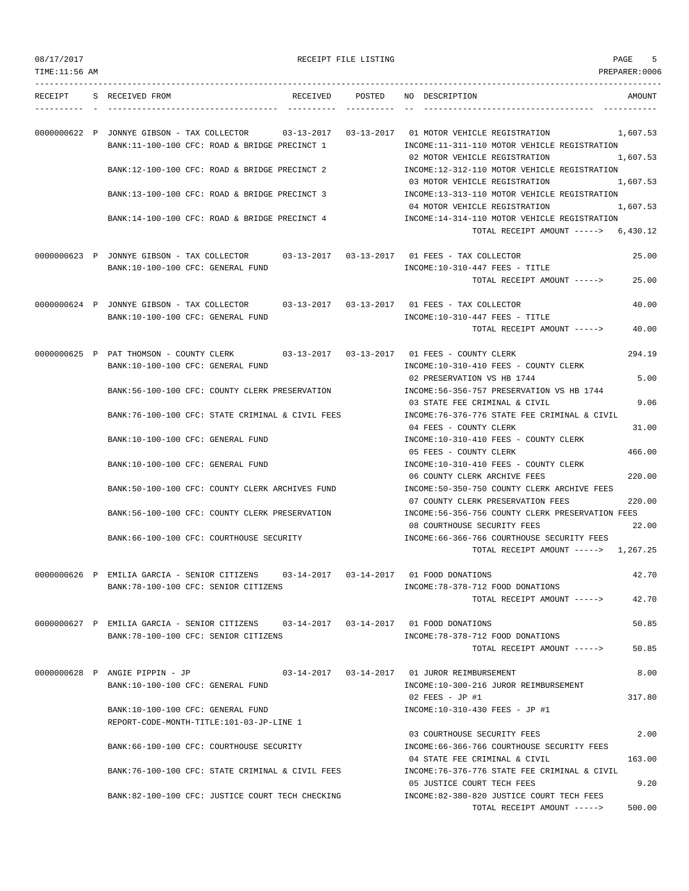08/17/2017 RECEIPT FILE LISTING
TIME:11:56 AM PREPARER:0006

| RECEIPT | S | RECEIVED FROM | RECEIVED | POSTED | NO | DESCRIPTION | AMOUNT |
|---|---|---|---|---|---|---|---|
| 0000000622 | P | JONNYE GIBSON - TAX COLLECTOR | 03-13-2017 | 03-13-2017 | 01 | MOTOR VEHICLE REGISTRATION | 1,607.53 |
| | | BANK:11-100-100 CFC: ROAD & BRIDGE PRECINCT 1 | | | | INCOME:11-311-110 MOTOR VEHICLE REGISTRATION | |
| | | | | | 02 | MOTOR VEHICLE REGISTRATION | 1,607.53 |
| | | BANK:12-100-100 CFC: ROAD & BRIDGE PRECINCT 2 | | | | INCOME:12-312-110 MOTOR VEHICLE REGISTRATION | |
| | | | | | 03 | MOTOR VEHICLE REGISTRATION | 1,607.53 |
| | | BANK:13-100-100 CFC: ROAD & BRIDGE PRECINCT 3 | | | | INCOME:13-313-110 MOTOR VEHICLE REGISTRATION | |
| | | | | | 04 | MOTOR VEHICLE REGISTRATION | 1,607.53 |
| | | BANK:14-100-100 CFC: ROAD & BRIDGE PRECINCT 4 | | | | INCOME:14-314-110 MOTOR VEHICLE REGISTRATION | |
| | | | | | | TOTAL RECEIPT AMOUNT -----> | 6,430.12 |
| 0000000623 | P | JONNYE GIBSON - TAX COLLECTOR | 03-13-2017 | 03-13-2017 | 01 | FEES - TAX COLLECTOR | 25.00 |
| | | BANK:10-100-100 CFC: GENERAL FUND | | | | INCOME:10-310-447 FEES - TITLE | |
| | | | | | | TOTAL RECEIPT AMOUNT -----> | 25.00 |
| 0000000624 | P | JONNYE GIBSON - TAX COLLECTOR | 03-13-2017 | 03-13-2017 | 01 | FEES - TAX COLLECTOR | 40.00 |
| | | BANK:10-100-100 CFC: GENERAL FUND | | | | INCOME:10-310-447 FEES - TITLE | |
| | | | | | | TOTAL RECEIPT AMOUNT -----> | 40.00 |
| 0000000625 | P | PAT THOMSON - COUNTY CLERK | 03-13-2017 | 03-13-2017 | 01 | FEES - COUNTY CLERK | 294.19 |
| | | BANK:10-100-100 CFC: GENERAL FUND | | | | INCOME:10-310-410 FEES - COUNTY CLERK | |
| | | | | | 02 | PRESERVATION VS HB 1744 | 5.00 |
| | | BANK:56-100-100 CFC: COUNTY CLERK PRESERVATION | | | | INCOME:56-356-757 PRESERVATION VS HB 1744 | |
| | | | | | 03 | STATE FEE CRIMINAL & CIVIL | 9.06 |
| | | BANK:76-100-100 CFC: STATE CRIMINAL & CIVIL FEES | | | | INCOME:76-376-776 STATE FEE CRIMINAL & CIVIL | |
| | | | | | 04 | FEES - COUNTY CLERK | 31.00 |
| | | BANK:10-100-100 CFC: GENERAL FUND | | | | INCOME:10-310-410 FEES - COUNTY CLERK | |
| | | | | | 05 | FEES - COUNTY CLERK | 466.00 |
| | | BANK:10-100-100 CFC: GENERAL FUND | | | | INCOME:10-310-410 FEES - COUNTY CLERK | |
| | | | | | 06 | COUNTY CLERK ARCHIVE FEES | 220.00 |
| | | BANK:50-100-100 CFC: COUNTY CLERK ARCHIVES FUND | | | | INCOME:50-350-750 COUNTY CLERK ARCHIVE FEES | |
| | | | | | 07 | COUNTY CLERK PRESERVATION FEES | 220.00 |
| | | BANK:56-100-100 CFC: COUNTY CLERK PRESERVATION | | | | INCOME:56-356-756 COUNTY CLERK PRESERVATION FEES | |
| | | | | | 08 | COURTHOUSE SECURITY FEES | 22.00 |
| | | BANK:66-100-100 CFC: COURTHOUSE SECURITY | | | | INCOME:66-366-766 COURTHOUSE SECURITY FEES | |
| | | | | | | TOTAL RECEIPT AMOUNT -----> | 1,267.25 |
| 0000000626 | P | EMILIA GARCIA - SENIOR CITIZENS | 03-14-2017 | 03-14-2017 | 01 | FOOD DONATIONS | 42.70 |
| | | BANK:78-100-100 CFC: SENIOR CITIZENS | | | | INCOME:78-378-712 FOOD DONATIONS | |
| | | | | | | TOTAL RECEIPT AMOUNT -----> | 42.70 |
| 0000000627 | P | EMILIA GARCIA - SENIOR CITIZENS | 03-14-2017 | 03-14-2017 | 01 | FOOD DONATIONS | 50.85 |
| | | BANK:78-100-100 CFC: SENIOR CITIZENS | | | | INCOME:78-378-712 FOOD DONATIONS | |
| | | | | | | TOTAL RECEIPT AMOUNT -----> | 50.85 |
| 0000000628 | P | ANGIE PIPPIN - JP | 03-14-2017 | 03-14-2017 | 01 | JUROR REIMBURSEMENT | 8.00 |
| | | BANK:10-100-100 CFC: GENERAL FUND | | | | INCOME:10-300-216 JUROR REIMBURSEMENT | |
| | | | | | 02 | FEES - JP #1 | 317.80 |
| | | BANK:10-100-100 CFC: GENERAL FUND | | | | INCOME:10-310-430 FEES - JP #1 | |
| | | REPORT-CODE-MONTH-TITLE:101-03-JP-LINE 1 | | | | | |
| | | | | | 03 | COURTHOUSE SECURITY FEES | 2.00 |
| | | BANK:66-100-100 CFC: COURTHOUSE SECURITY | | | | INCOME:66-366-766 COURTHOUSE SECURITY FEES | |
| | | | | | 04 | STATE FEE CRIMINAL & CIVIL | 163.00 |
| | | BANK:76-100-100 CFC: STATE CRIMINAL & CIVIL FEES | | | | INCOME:76-376-776 STATE FEE CRIMINAL & CIVIL | |
| | | | | | 05 | JUSTICE COURT TECH FEES | 9.20 |
| | | BANK:82-100-100 CFC: JUSTICE COURT TECH CHECKING | | | | INCOME:82-380-820 JUSTICE COURT TECH FEES | |
| | | | | | | TOTAL RECEIPT AMOUNT -----> | 500.00 |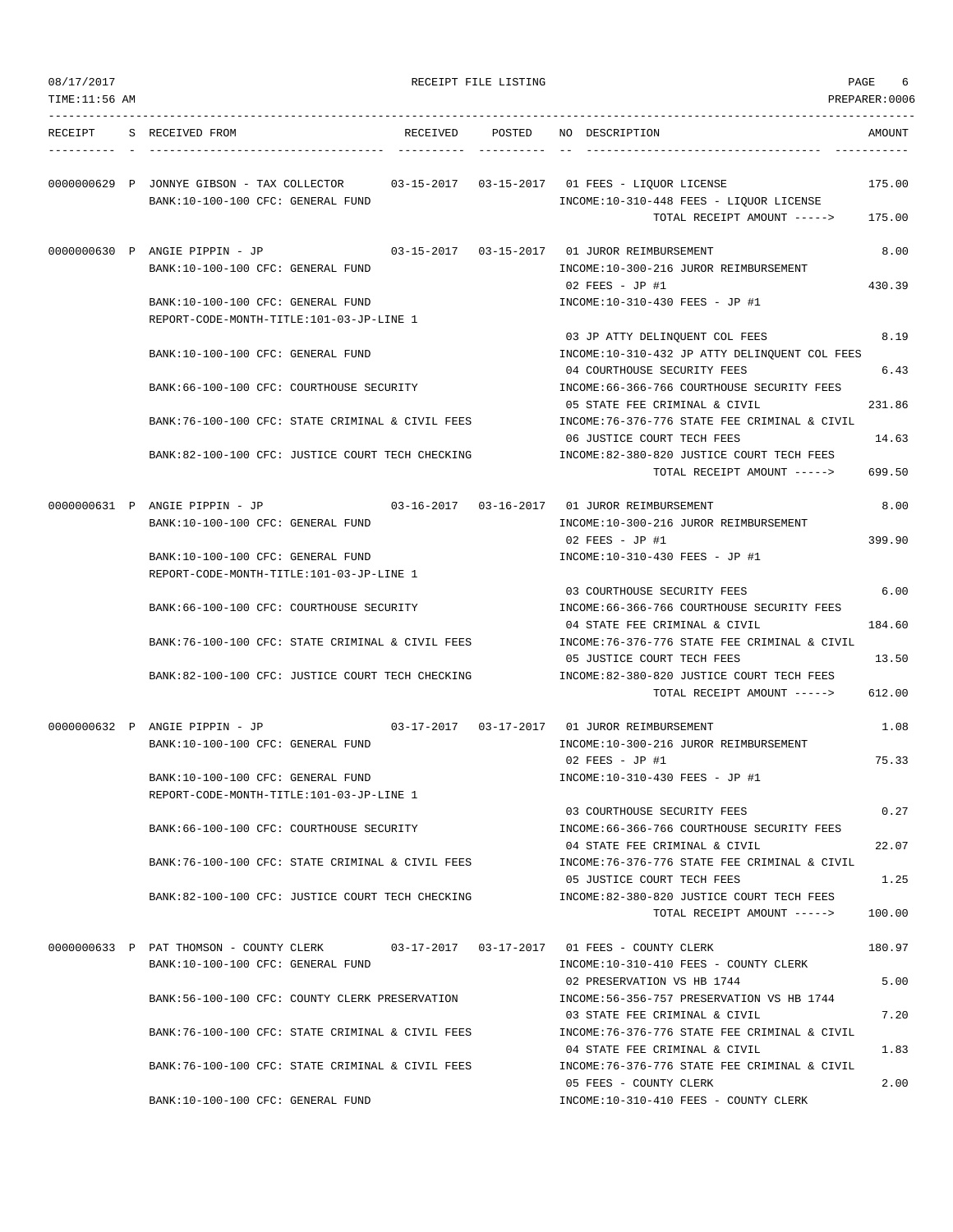08/17/2017 RECEIPT FILE LISTING PAGE 6
TIME:11:56 AM PREPARER:0006

| RECEIPT | S | RECEIVED FROM | RECEIVED | POSTED | NO | DESCRIPTION | AMOUNT |
|---|---|---|---|---|---|---|---|
| 0000000629 | P | JONNYE GIBSON - TAX COLLECTOR | 03-15-2017 | 03-15-2017 | 01 | FEES - LIQUOR LICENSE | 175.00 |
| | | BANK:10-100-100 CFC: GENERAL FUND | | | | INCOME:10-310-448 FEES - LIQUOR LICENSE | |
| | | | | | | TOTAL RECEIPT AMOUNT -----> | 175.00 |
| 0000000630 | P | ANGIE PIPPIN - JP | 03-15-2017 | 03-15-2017 | 01 | JUROR REIMBURSEMENT | 8.00 |
| | | BANK:10-100-100 CFC: GENERAL FUND | | | | INCOME:10-300-216 JUROR REIMBURSEMENT | |
| | | | | | 02 | FEES - JP #1 | 430.39 |
| | | BANK:10-100-100 CFC: GENERAL FUND | | | | INCOME:10-310-430 FEES - JP #1 | |
| | | REPORT-CODE-MONTH-TITLE:101-03-JP-LINE 1 | | | | | |
| | | | | | 03 | JP ATTY DELINQUENT COL FEES | 8.19 |
| | | BANK:10-100-100 CFC: GENERAL FUND | | | | INCOME:10-310-432 JP ATTY DELINQUENT COL FEES | |
| | | | | | 04 | COURTHOUSE SECURITY FEES | 6.43 |
| | | BANK:66-100-100 CFC: COURTHOUSE SECURITY | | | | INCOME:66-366-766 COURTHOUSE SECURITY FEES | |
| | | | | | 05 | STATE FEE CRIMINAL & CIVIL | 231.86 |
| | | BANK:76-100-100 CFC: STATE CRIMINAL & CIVIL FEES | | | | INCOME:76-376-776 STATE FEE CRIMINAL & CIVIL | |
| | | | | | 06 | JUSTICE COURT TECH FEES | 14.63 |
| | | BANK:82-100-100 CFC: JUSTICE COURT TECH CHECKING | | | | INCOME:82-380-820 JUSTICE COURT TECH FEES | |
| | | | | | | TOTAL RECEIPT AMOUNT -----> | 699.50 |
| 0000000631 | P | ANGIE PIPPIN - JP | 03-16-2017 | 03-16-2017 | 01 | JUROR REIMBURSEMENT | 8.00 |
| | | BANK:10-100-100 CFC: GENERAL FUND | | | | INCOME:10-300-216 JUROR REIMBURSEMENT | |
| | | | | | 02 | FEES - JP #1 | 399.90 |
| | | BANK:10-100-100 CFC: GENERAL FUND | | | | INCOME:10-310-430 FEES - JP #1 | |
| | | REPORT-CODE-MONTH-TITLE:101-03-JP-LINE 1 | | | | | |
| | | | | | 03 | COURTHOUSE SECURITY FEES | 6.00 |
| | | BANK:66-100-100 CFC: COURTHOUSE SECURITY | | | | INCOME:66-366-766 COURTHOUSE SECURITY FEES | |
| | | | | | 04 | STATE FEE CRIMINAL & CIVIL | 184.60 |
| | | BANK:76-100-100 CFC: STATE CRIMINAL & CIVIL FEES | | | | INCOME:76-376-776 STATE FEE CRIMINAL & CIVIL | |
| | | | | | 05 | JUSTICE COURT TECH FEES | 13.50 |
| | | BANK:82-100-100 CFC: JUSTICE COURT TECH CHECKING | | | | INCOME:82-380-820 JUSTICE COURT TECH FEES | |
| | | | | | | TOTAL RECEIPT AMOUNT -----> | 612.00 |
| 0000000632 | P | ANGIE PIPPIN - JP | 03-17-2017 | 03-17-2017 | 01 | JUROR REIMBURSEMENT | 1.08 |
| | | BANK:10-100-100 CFC: GENERAL FUND | | | | INCOME:10-300-216 JUROR REIMBURSEMENT | |
| | | | | | 02 | FEES - JP #1 | 75.33 |
| | | BANK:10-100-100 CFC: GENERAL FUND | | | | INCOME:10-310-430 FEES - JP #1 | |
| | | REPORT-CODE-MONTH-TITLE:101-03-JP-LINE 1 | | | | | |
| | | | | | 03 | COURTHOUSE SECURITY FEES | 0.27 |
| | | BANK:66-100-100 CFC: COURTHOUSE SECURITY | | | | INCOME:66-366-766 COURTHOUSE SECURITY FEES | |
| | | | | | 04 | STATE FEE CRIMINAL & CIVIL | 22.07 |
| | | BANK:76-100-100 CFC: STATE CRIMINAL & CIVIL FEES | | | | INCOME:76-376-776 STATE FEE CRIMINAL & CIVIL | |
| | | | | | 05 | JUSTICE COURT TECH FEES | 1.25 |
| | | BANK:82-100-100 CFC: JUSTICE COURT TECH CHECKING | | | | INCOME:82-380-820 JUSTICE COURT TECH FEES | |
| | | | | | | TOTAL RECEIPT AMOUNT -----> | 100.00 |
| 0000000633 | P | PAT THOMSON - COUNTY CLERK | 03-17-2017 | 03-17-2017 | 01 | FEES - COUNTY CLERK | 180.97 |
| | | BANK:10-100-100 CFC: GENERAL FUND | | | | INCOME:10-310-410 FEES - COUNTY CLERK | |
| | | | | | 02 | PRESERVATION VS HB 1744 | 5.00 |
| | | BANK:56-100-100 CFC: COUNTY CLERK PRESERVATION | | | | INCOME:56-356-757 PRESERVATION VS HB 1744 | |
| | | | | | 03 | STATE FEE CRIMINAL & CIVIL | 7.20 |
| | | BANK:76-100-100 CFC: STATE CRIMINAL & CIVIL FEES | | | | INCOME:76-376-776 STATE FEE CRIMINAL & CIVIL | |
| | | | | | 04 | STATE FEE CRIMINAL & CIVIL | 1.83 |
| | | BANK:76-100-100 CFC: STATE CRIMINAL & CIVIL FEES | | | | INCOME:76-376-776 STATE FEE CRIMINAL & CIVIL | |
| | | | | | 05 | FEES - COUNTY CLERK | 2.00 |
| | | BANK:10-100-100 CFC: GENERAL FUND | | | | INCOME:10-310-410 FEES - COUNTY CLERK | |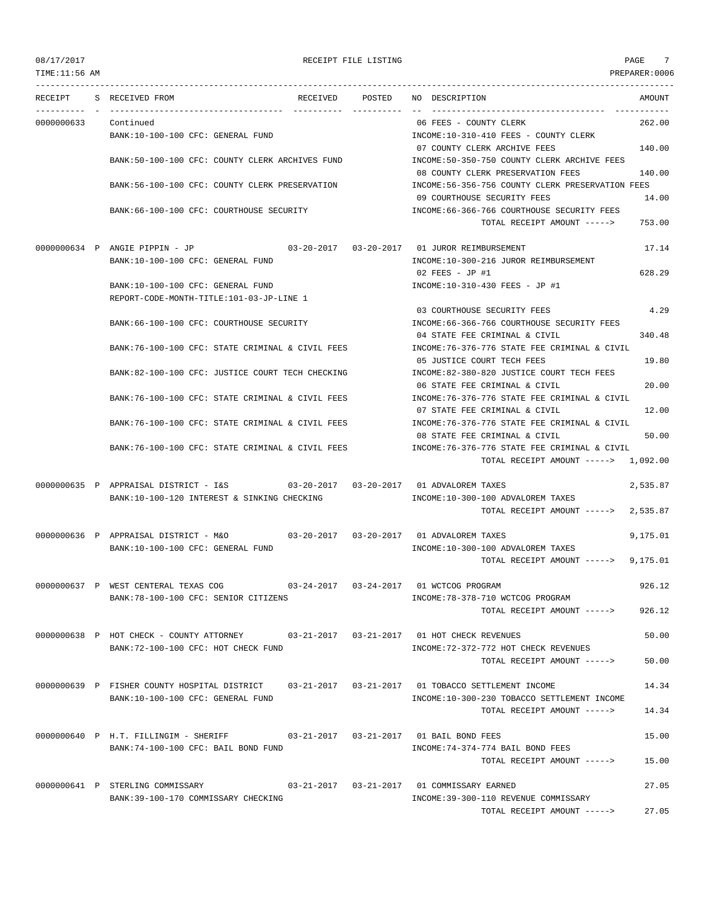# RECEIPT FILE LISTING

08/17/2017
TIME:11:56 AM
PREPARER:0006

| RECEIPT | S | RECEIVED FROM | RECEIVED | POSTED | NO | DESCRIPTION | AMOUNT |
|---|---|---|---|---|---|---|---|
| 0000000633 | | Continued | | | 06 | FEES - COUNTY CLERK | 262.00 |
| | | BANK:10-100-100 CFC: GENERAL FUND | | | | INCOME:10-310-410 FEES - COUNTY CLERK | |
| | | | | | 07 | COUNTY CLERK ARCHIVE FEES | 140.00 |
| | | BANK:50-100-100 CFC: COUNTY CLERK ARCHIVES FUND | | | | INCOME:50-350-750 COUNTY CLERK ARCHIVE FEES | |
| | | | | | 08 | COUNTY CLERK PRESERVATION FEES | 140.00 |
| | | BANK:56-100-100 CFC: COUNTY CLERK PRESERVATION | | | | INCOME:56-356-756 COUNTY CLERK PRESERVATION FEES | |
| | | | | | 09 | COURTHOUSE SECURITY FEES | 14.00 |
| | | BANK:66-100-100 CFC: COURTHOUSE SECURITY | | | | INCOME:66-366-766 COURTHOUSE SECURITY FEES | |
| | | | | | | TOTAL RECEIPT AMOUNT -----> | 753.00 |
| 0000000634 | P | ANGIE PIPPIN - JP | 03-20-2017 | 03-20-2017 | 01 | JUROR REIMBURSEMENT | 17.14 |
| | | BANK:10-100-100 CFC: GENERAL FUND | | | | INCOME:10-300-216 JUROR REIMBURSEMENT | |
| | | | | | 02 | FEES - JP #1 | 628.29 |
| | | BANK:10-100-100 CFC: GENERAL FUND | | | | INCOME:10-310-430 FEES - JP #1 | |
| | | REPORT-CODE-MONTH-TITLE:101-03-JP-LINE 1 | | | | | |
| | | | | | 03 | COURTHOUSE SECURITY FEES | 4.29 |
| | | BANK:66-100-100 CFC: COURTHOUSE SECURITY | | | | INCOME:66-366-766 COURTHOUSE SECURITY FEES | |
| | | | | | 04 | STATE FEE CRIMINAL & CIVIL | 340.48 |
| | | BANK:76-100-100 CFC: STATE CRIMINAL & CIVIL FEES | | | | INCOME:76-376-776 STATE FEE CRIMINAL & CIVIL | |
| | | | | | 05 | JUSTICE COURT TECH FEES | 19.80 |
| | | BANK:82-100-100 CFC: JUSTICE COURT TECH CHECKING | | | | INCOME:82-380-820 JUSTICE COURT TECH FEES | |
| | | | | | 06 | STATE FEE CRIMINAL & CIVIL | 20.00 |
| | | BANK:76-100-100 CFC: STATE CRIMINAL & CIVIL FEES | | | | INCOME:76-376-776 STATE FEE CRIMINAL & CIVIL | |
| | | | | | 07 | STATE FEE CRIMINAL & CIVIL | 12.00 |
| | | BANK:76-100-100 CFC: STATE CRIMINAL & CIVIL FEES | | | | INCOME:76-376-776 STATE FEE CRIMINAL & CIVIL | |
| | | | | | 08 | STATE FEE CRIMINAL & CIVIL | 50.00 |
| | | BANK:76-100-100 CFC: STATE CRIMINAL & CIVIL FEES | | | | INCOME:76-376-776 STATE FEE CRIMINAL & CIVIL | |
| | | | | | | TOTAL RECEIPT AMOUNT -----> | 1,092.00 |
| 0000000635 | P | APPRAISAL DISTRICT - I&S | 03-20-2017 | 03-20-2017 | 01 | ADVALOREM TAXES | 2,535.87 |
| | | BANK:10-100-120 INTEREST & SINKING CHECKING | | | | INCOME:10-300-100 ADVALOREM TAXES | |
| | | | | | | TOTAL RECEIPT AMOUNT -----> | 2,535.87 |
| 0000000636 | P | APPRAISAL DISTRICT - M&O | 03-20-2017 | 03-20-2017 | 01 | ADVALOREM TAXES | 9,175.01 |
| | | BANK:10-100-100 CFC: GENERAL FUND | | | | INCOME:10-300-100 ADVALOREM TAXES | |
| | | | | | | TOTAL RECEIPT AMOUNT -----> | 9,175.01 |
| 0000000637 | P | WEST CENTERAL TEXAS COG | 03-24-2017 | 03-24-2017 | 01 | WCTCOG PROGRAM | 926.12 |
| | | BANK:78-100-100 CFC: SENIOR CITIZENS | | | | INCOME:78-378-710 WCTCOG PROGRAM | |
| | | | | | | TOTAL RECEIPT AMOUNT -----> | 926.12 |
| 0000000638 | P | HOT CHECK - COUNTY ATTORNEY | 03-21-2017 | 03-21-2017 | 01 | HOT CHECK REVENUES | 50.00 |
| | | BANK:72-100-100 CFC: HOT CHECK FUND | | | | INCOME:72-372-772 HOT CHECK REVENUES | |
| | | | | | | TOTAL RECEIPT AMOUNT -----> | 50.00 |
| 0000000639 | P | FISHER COUNTY HOSPITAL DISTRICT | 03-21-2017 | 03-21-2017 | 01 | TOBACCO SETTLEMENT INCOME | 14.34 |
| | | BANK:10-100-100 CFC: GENERAL FUND | | | | INCOME:10-300-230 TOBACCO SETTLEMENT INCOME | |
| | | | | | | TOTAL RECEIPT AMOUNT -----> | 14.34 |
| 0000000640 | P | H.T. FILLINGIM - SHERIFF | 03-21-2017 | 03-21-2017 | 01 | BAIL BOND FEES | 15.00 |
| | | BANK:74-100-100 CFC: BAIL BOND FUND | | | | INCOME:74-374-774 BAIL BOND FEES | |
| | | | | | | TOTAL RECEIPT AMOUNT -----> | 15.00 |
| 0000000641 | P | STERLING COMMISSARY | 03-21-2017 | 03-21-2017 | 01 | COMMISSARY EARNED | 27.05 |
| | | BANK:39-100-170 COMMISSARY CHECKING | | | | INCOME:39-300-110 REVENUE COMMISSARY | |
| | | | | | | TOTAL RECEIPT AMOUNT -----> | 27.05 |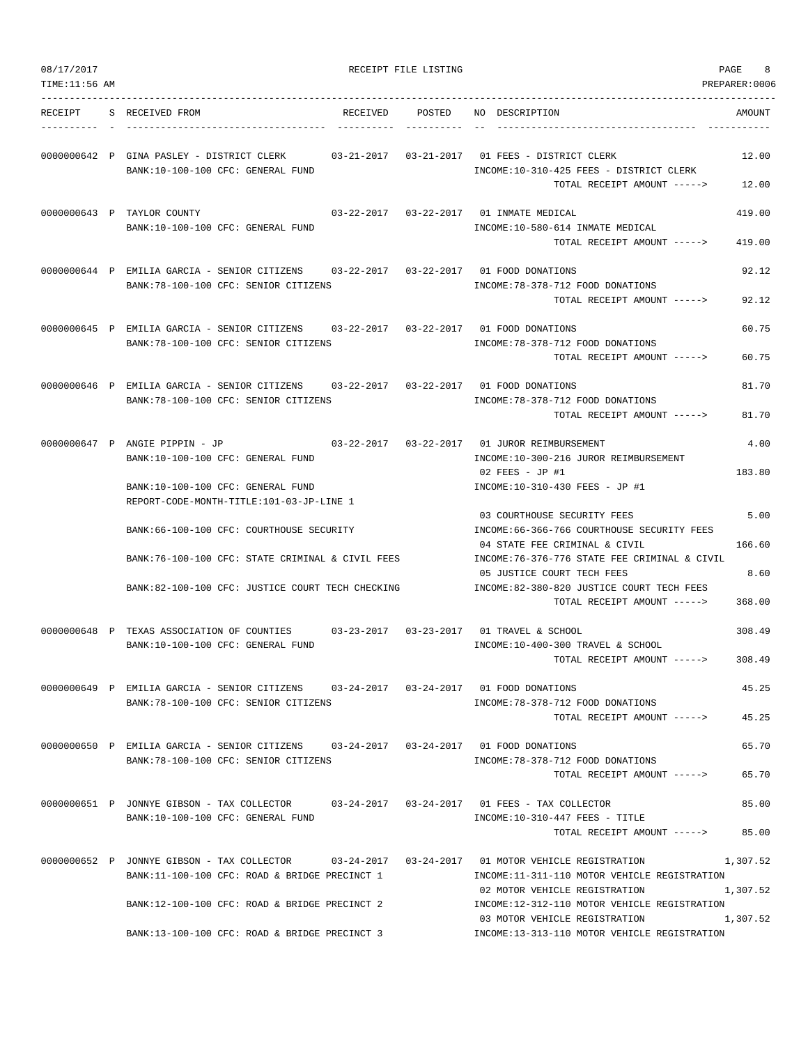| RECEIPT | S | RECEIVED FROM | RECEIVED | POSTED | NO | DESCRIPTION | AMOUNT |
|---|---|---|---|---|---|---|---|
| 0000000642 | P | GINA PASLEY - DISTRICT CLERK | 03-21-2017 | 03-21-2017 | 01 | FEES - DISTRICT CLERK | 12.00 |
| | | BANK:10-100-100 CFC: GENERAL FUND | | | | INCOME:10-310-425 FEES - DISTRICT CLERK | |
| | | | | | | TOTAL RECEIPT AMOUNT -----> | 12.00 |
| 0000000643 | P | TAYLOR COUNTY | 03-22-2017 | 03-22-2017 | 01 | INMATE MEDICAL | 419.00 |
| | | BANK:10-100-100 CFC: GENERAL FUND | | | | INCOME:10-580-614 INMATE MEDICAL | |
| | | | | | | TOTAL RECEIPT AMOUNT -----> | 419.00 |
| 0000000644 | P | EMILIA GARCIA - SENIOR CITIZENS | 03-22-2017 | 03-22-2017 | 01 | FOOD DONATIONS | 92.12 |
| | | BANK:78-100-100 CFC: SENIOR CITIZENS | | | | INCOME:78-378-712 FOOD DONATIONS | |
| | | | | | | TOTAL RECEIPT AMOUNT -----> | 92.12 |
| 0000000645 | P | EMILIA GARCIA - SENIOR CITIZENS | 03-22-2017 | 03-22-2017 | 01 | FOOD DONATIONS | 60.75 |
| | | BANK:78-100-100 CFC: SENIOR CITIZENS | | | | INCOME:78-378-712 FOOD DONATIONS | |
| | | | | | | TOTAL RECEIPT AMOUNT -----> | 60.75 |
| 0000000646 | P | EMILIA GARCIA - SENIOR CITIZENS | 03-22-2017 | 03-22-2017 | 01 | FOOD DONATIONS | 81.70 |
| | | BANK:78-100-100 CFC: SENIOR CITIZENS | | | | INCOME:78-378-712 FOOD DONATIONS | |
| | | | | | | TOTAL RECEIPT AMOUNT -----> | 81.70 |
| 0000000647 | P | ANGIE PIPPIN - JP | 03-22-2017 | 03-22-2017 | 01 | JUROR REIMBURSEMENT | 4.00 |
| | | BANK:10-100-100 CFC: GENERAL FUND | | | | INCOME:10-300-216 JUROR REIMBURSEMENT | |
| | | | | | 02 | FEES - JP #1 | 183.80 |
| | | BANK:10-100-100 CFC: GENERAL FUND | | | | INCOME:10-310-430 FEES - JP #1 | |
| | | REPORT-CODE-MONTH-TITLE:101-03-JP-LINE 1 | | | | | |
| | | | | | 03 | COURTHOUSE SECURITY FEES | 5.00 |
| | | BANK:66-100-100 CFC: COURTHOUSE SECURITY | | | | INCOME:66-366-766 COURTHOUSE SECURITY FEES | |
| | | | | | 04 | STATE FEE CRIMINAL & CIVIL | 166.60 |
| | | BANK:76-100-100 CFC: STATE CRIMINAL & CIVIL FEES | | | | INCOME:76-376-776 STATE FEE CRIMINAL & CIVIL | |
| | | | | | 05 | JUSTICE COURT TECH FEES | 8.60 |
| | | BANK:82-100-100 CFC: JUSTICE COURT TECH CHECKING | | | | INCOME:82-380-820 JUSTICE COURT TECH FEES | |
| | | | | | | TOTAL RECEIPT AMOUNT -----> | 368.00 |
| 0000000648 | P | TEXAS ASSOCIATION OF COUNTIES | 03-23-2017 | 03-23-2017 | 01 | TRAVEL & SCHOOL | 308.49 |
| | | BANK:10-100-100 CFC: GENERAL FUND | | | | INCOME:10-400-300 TRAVEL & SCHOOL | |
| | | | | | | TOTAL RECEIPT AMOUNT -----> | 308.49 |
| 0000000649 | P | EMILIA GARCIA - SENIOR CITIZENS | 03-24-2017 | 03-24-2017 | 01 | FOOD DONATIONS | 45.25 |
| | | BANK:78-100-100 CFC: SENIOR CITIZENS | | | | INCOME:78-378-712 FOOD DONATIONS | |
| | | | | | | TOTAL RECEIPT AMOUNT -----> | 45.25 |
| 0000000650 | P | EMILIA GARCIA - SENIOR CITIZENS | 03-24-2017 | 03-24-2017 | 01 | FOOD DONATIONS | 65.70 |
| | | BANK:78-100-100 CFC: SENIOR CITIZENS | | | | INCOME:78-378-712 FOOD DONATIONS | |
| | | | | | | TOTAL RECEIPT AMOUNT -----> | 65.70 |
| 0000000651 | P | JONNYE GIBSON - TAX COLLECTOR | 03-24-2017 | 03-24-2017 | 01 | FEES - TAX COLLECTOR | 85.00 |
| | | BANK:10-100-100 CFC: GENERAL FUND | | | | INCOME:10-310-447 FEES - TITLE | |
| | | | | | | TOTAL RECEIPT AMOUNT -----> | 85.00 |
| 0000000652 | P | JONNYE GIBSON - TAX COLLECTOR | 03-24-2017 | 03-24-2017 | 01 | MOTOR VEHICLE REGISTRATION | 1,307.52 |
| | | BANK:11-100-100 CFC: ROAD & BRIDGE PRECINCT 1 | | | | INCOME:11-311-110 MOTOR VEHICLE REGISTRATION | |
| | | | | | 02 | MOTOR VEHICLE REGISTRATION | 1,307.52 |
| | | BANK:12-100-100 CFC: ROAD & BRIDGE PRECINCT 2 | | | | INCOME:12-312-110 MOTOR VEHICLE REGISTRATION | |
| | | | | | 03 | MOTOR VEHICLE REGISTRATION | 1,307.52 |
| | | BANK:13-100-100 CFC: ROAD & BRIDGE PRECINCT 3 | | | | INCOME:13-313-110 MOTOR VEHICLE REGISTRATION | |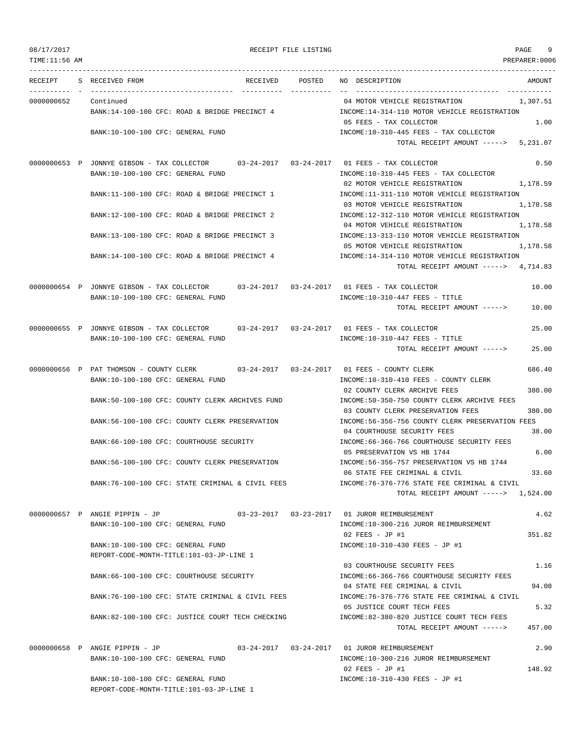| RECEIPT | S | RECEIVED FROM | RECEIVED | POSTED | NO | DESCRIPTION | AMOUNT |
|---|---|---|---|---|---|---|---|
| 0000000652 | | Continued | | | 04 | MOTOR VEHICLE REGISTRATION | 1,307.51 |
| | | BANK:14-100-100 CFC: ROAD & BRIDGE PRECINCT 4 | | | | INCOME:14-314-110 MOTOR VEHICLE REGISTRATION | |
| | | | | | 05 | FEES - TAX COLLECTOR | 1.00 |
| | | BANK:10-100-100 CFC: GENERAL FUND | | | | INCOME:10-310-445 FEES - TAX COLLECTOR | |
| | | | | | | TOTAL RECEIPT AMOUNT -----> | 5,231.07 |
| 0000000653 | P | JONNYE GIBSON - TAX COLLECTOR | 03-24-2017 | 03-24-2017 | 01 | FEES - TAX COLLECTOR | 0.50 |
| | | BANK:10-100-100 CFC: GENERAL FUND | | | | INCOME:10-310-445 FEES - TAX COLLECTOR | |
| | | | | | 02 | MOTOR VEHICLE REGISTRATION | 1,178.59 |
| | | BANK:11-100-100 CFC: ROAD & BRIDGE PRECINCT 1 | | | | INCOME:11-311-110 MOTOR VEHICLE REGISTRATION | |
| | | | | | 03 | MOTOR VEHICLE REGISTRATION | 1,178.58 |
| | | BANK:12-100-100 CFC: ROAD & BRIDGE PRECINCT 2 | | | | INCOME:12-312-110 MOTOR VEHICLE REGISTRATION | |
| | | | | | 04 | MOTOR VEHICLE REGISTRATION | 1,178.58 |
| | | BANK:13-100-100 CFC: ROAD & BRIDGE PRECINCT 3 | | | | INCOME:13-313-110 MOTOR VEHICLE REGISTRATION | |
| | | | | | 05 | MOTOR VEHICLE REGISTRATION | 1,178.58 |
| | | BANK:14-100-100 CFC: ROAD & BRIDGE PRECINCT 4 | | | | INCOME:14-314-110 MOTOR VEHICLE REGISTRATION | |
| | | | | | | TOTAL RECEIPT AMOUNT -----> | 4,714.83 |
| 0000000654 | P | JONNYE GIBSON - TAX COLLECTOR | 03-24-2017 | 03-24-2017 | 01 | FEES - TAX COLLECTOR | 10.00 |
| | | BANK:10-100-100 CFC: GENERAL FUND | | | | INCOME:10-310-447 FEES - TITLE | |
| | | | | | | TOTAL RECEIPT AMOUNT -----> | 10.00 |
| 0000000655 | P | JONNYE GIBSON - TAX COLLECTOR | 03-24-2017 | 03-24-2017 | 01 | FEES - TAX COLLECTOR | 25.00 |
| | | BANK:10-100-100 CFC: GENERAL FUND | | | | INCOME:10-310-447 FEES - TITLE | |
| | | | | | | TOTAL RECEIPT AMOUNT -----> | 25.00 |
| 0000000656 | P | PAT THOMSON - COUNTY CLERK | 03-24-2017 | 03-24-2017 | 01 | FEES - COUNTY CLERK | 686.40 |
| | | BANK:10-100-100 CFC: GENERAL FUND | | | | INCOME:10-310-410 FEES - COUNTY CLERK | |
| | | | | | 02 | COUNTY CLERK ARCHIVE FEES | 380.00 |
| | | BANK:50-100-100 CFC: COUNTY CLERK ARCHIVES FUND | | | | INCOME:50-350-750 COUNTY CLERK ARCHIVE FEES | |
| | | | | | 03 | COUNTY CLERK PRESERVATION FEES | 380.00 |
| | | BANK:56-100-100 CFC: COUNTY CLERK PRESERVATION | | | | INCOME:56-356-756 COUNTY CLERK PRESERVATION FEES | |
| | | | | | 04 | COURTHOUSE SECURITY FEES | 38.00 |
| | | BANK:66-100-100 CFC: COURTHOUSE SECURITY | | | | INCOME:66-366-766 COURTHOUSE SECURITY FEES | |
| | | | | | 05 | PRESERVATION VS HB 1744 | 6.00 |
| | | BANK:56-100-100 CFC: COUNTY CLERK PRESERVATION | | | | INCOME:56-356-757 PRESERVATION VS HB 1744 | |
| | | | | | 06 | STATE FEE CRIMINAL & CIVIL | 33.60 |
| | | BANK:76-100-100 CFC: STATE CRIMINAL & CIVIL FEES | | | | INCOME:76-376-776 STATE FEE CRIMINAL & CIVIL | |
| | | | | | | TOTAL RECEIPT AMOUNT -----> | 1,524.00 |
| 0000000657 | P | ANGIE PIPPIN - JP | 03-23-2017 | 03-23-2017 | 01 | JUROR REIMBURSEMENT | 4.62 |
| | | BANK:10-100-100 CFC: GENERAL FUND | | | | INCOME:10-300-216 JUROR REIMBURSEMENT | |
| | | | | | 02 | FEES - JP #1 | 351.82 |
| | | BANK:10-100-100 CFC: GENERAL FUND | | | | INCOME:10-310-430 FEES - JP #1 | |
| | | REPORT-CODE-MONTH-TITLE:101-03-JP-LINE 1 | | | | | |
| | | | | | 03 | COURTHOUSE SECURITY FEES | 1.16 |
| | | BANK:66-100-100 CFC: COURTHOUSE SECURITY | | | | INCOME:66-366-766 COURTHOUSE SECURITY FEES | |
| | | | | | 04 | STATE FEE CRIMINAL & CIVIL | 94.08 |
| | | BANK:76-100-100 CFC: STATE CRIMINAL & CIVIL FEES | | | | INCOME:76-376-776 STATE FEE CRIMINAL & CIVIL | |
| | | | | | 05 | JUSTICE COURT TECH FEES | 5.32 |
| | | BANK:82-100-100 CFC: JUSTICE COURT TECH CHECKING | | | | INCOME:82-380-820 JUSTICE COURT TECH FEES | |
| | | | | | | TOTAL RECEIPT AMOUNT -----> | 457.00 |
| 0000000658 | P | ANGIE PIPPIN - JP | 03-24-2017 | 03-24-2017 | 01 | JUROR REIMBURSEMENT | 2.90 |
| | | BANK:10-100-100 CFC: GENERAL FUND | | | | INCOME:10-300-216 JUROR REIMBURSEMENT | |
| | | | | | 02 | FEES - JP #1 | 148.92 |
| | | BANK:10-100-100 CFC: GENERAL FUND | | | | INCOME:10-310-430 FEES - JP #1 | |
| | | REPORT-CODE-MONTH-TITLE:101-03-JP-LINE 1 | | | | | |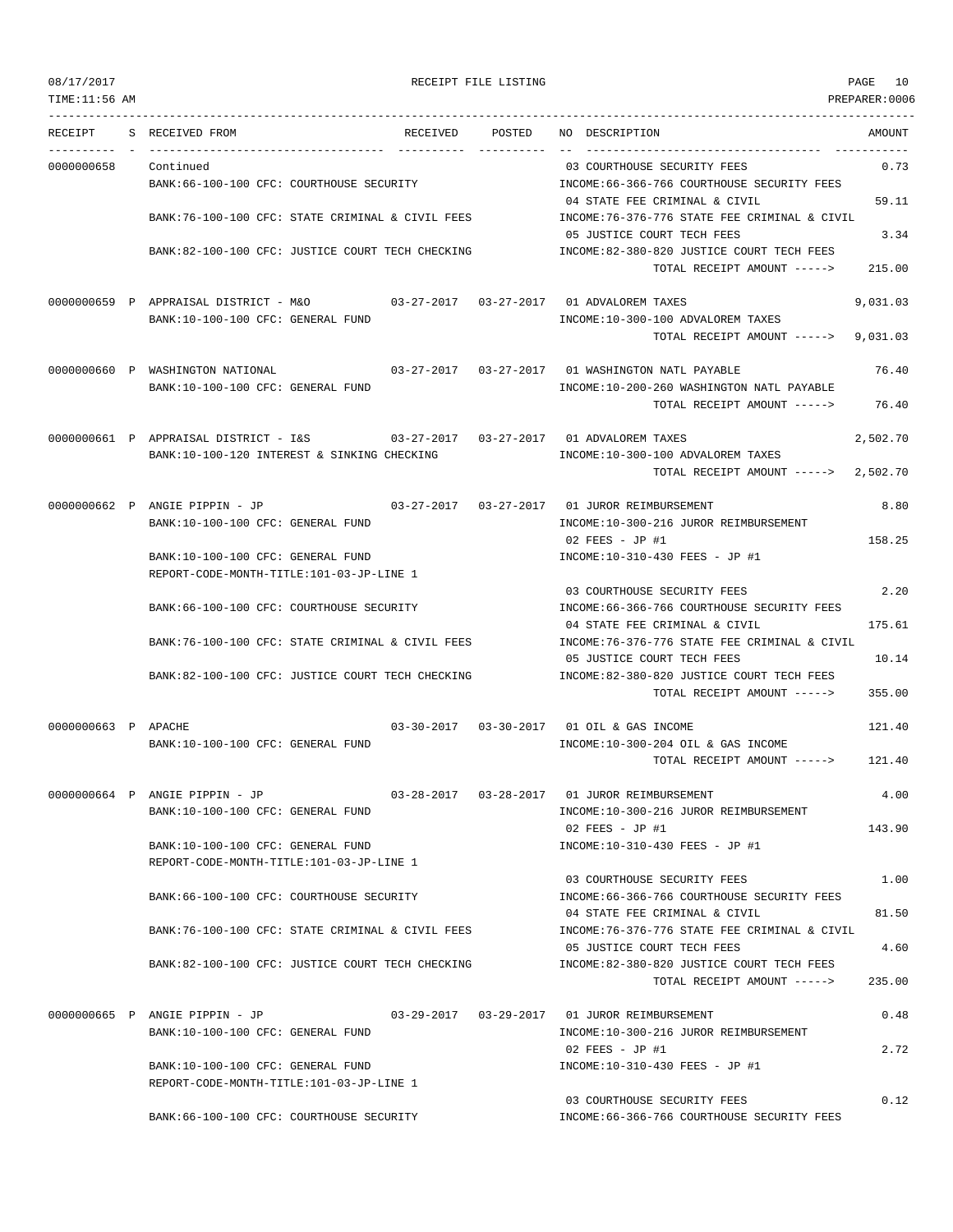RECEIPT FILE LISTING

| RECEIPT | S | RECEIVED FROM | RECEIVED | POSTED | NO DESCRIPTION | AMOUNT |
|---|---|---|---|---|---|---|
| 0000000658 | | Continued | | | 03 COURTHOUSE SECURITY FEES | 0.73 |
| | | BANK:66-100-100 CFC: COURTHOUSE SECURITY | | | INCOME:66-366-766 COURTHOUSE SECURITY FEES | |
| | | | | | 04 STATE FEE CRIMINAL & CIVIL | 59.11 |
| | | BANK:76-100-100 CFC: STATE CRIMINAL & CIVIL FEES | | | INCOME:76-376-776 STATE FEE CRIMINAL & CIVIL | |
| | | | | | 05 JUSTICE COURT TECH FEES | 3.34 |
| | | BANK:82-100-100 CFC: JUSTICE COURT TECH CHECKING | | | INCOME:82-380-820 JUSTICE COURT TECH FEES | |
| | | | | | TOTAL RECEIPT AMOUNT -----> | 215.00 |
| 0000000659 | P | APPRAISAL DISTRICT - M&O | 03-27-2017 | 03-27-2017 | 01 ADVALOREM TAXES | 9,031.03 |
| | | BANK:10-100-100 CFC: GENERAL FUND | | | INCOME:10-300-100 ADVALOREM TAXES | |
| | | | | | TOTAL RECEIPT AMOUNT -----> | 9,031.03 |
| 0000000660 | P | WASHINGTON NATIONAL | 03-27-2017 | 03-27-2017 | 01 WASHINGTON NATL PAYABLE | 76.40 |
| | | BANK:10-100-100 CFC: GENERAL FUND | | | INCOME:10-200-260 WASHINGTON NATL PAYABLE | |
| | | | | | TOTAL RECEIPT AMOUNT -----> | 76.40 |
| 0000000661 | P | APPRAISAL DISTRICT - I&S | 03-27-2017 | 03-27-2017 | 01 ADVALOREM TAXES | 2,502.70 |
| | | BANK:10-100-120 INTEREST & SINKING CHECKING | | | INCOME:10-300-100 ADVALOREM TAXES | |
| | | | | | TOTAL RECEIPT AMOUNT -----> | 2,502.70 |
| 0000000662 | P | ANGIE PIPPIN - JP | 03-27-2017 | 03-27-2017 | 01 JUROR REIMBURSEMENT | 8.80 |
| | | BANK:10-100-100 CFC: GENERAL FUND | | | INCOME:10-300-216 JUROR REIMBURSEMENT | |
| | | | | | 02 FEES - JP #1 | 158.25 |
| | | BANK:10-100-100 CFC: GENERAL FUND | | | INCOME:10-310-430 FEES - JP #1 | |
| | | REPORT-CODE-MONTH-TITLE:101-03-JP-LINE 1 | | | | |
| | | | | | 03 COURTHOUSE SECURITY FEES | 2.20 |
| | | BANK:66-100-100 CFC: COURTHOUSE SECURITY | | | INCOME:66-366-766 COURTHOUSE SECURITY FEES | |
| | | | | | 04 STATE FEE CRIMINAL & CIVIL | 175.61 |
| | | BANK:76-100-100 CFC: STATE CRIMINAL & CIVIL FEES | | | INCOME:76-376-776 STATE FEE CRIMINAL & CIVIL | |
| | | | | | 05 JUSTICE COURT TECH FEES | 10.14 |
| | | BANK:82-100-100 CFC: JUSTICE COURT TECH CHECKING | | | INCOME:82-380-820 JUSTICE COURT TECH FEES | |
| | | | | | TOTAL RECEIPT AMOUNT -----> | 355.00 |
| 0000000663 | P | APACHE | 03-30-2017 | 03-30-2017 | 01 OIL & GAS INCOME | 121.40 |
| | | BANK:10-100-100 CFC: GENERAL FUND | | | INCOME:10-300-204 OIL & GAS INCOME | |
| | | | | | TOTAL RECEIPT AMOUNT -----> | 121.40 |
| 0000000664 | P | ANGIE PIPPIN - JP | 03-28-2017 | 03-28-2017 | 01 JUROR REIMBURSEMENT | 4.00 |
| | | BANK:10-100-100 CFC: GENERAL FUND | | | INCOME:10-300-216 JUROR REIMBURSEMENT | |
| | | | | | 02 FEES - JP #1 | 143.90 |
| | | BANK:10-100-100 CFC: GENERAL FUND | | | INCOME:10-310-430 FEES - JP #1 | |
| | | REPORT-CODE-MONTH-TITLE:101-03-JP-LINE 1 | | | | |
| | | | | | 03 COURTHOUSE SECURITY FEES | 1.00 |
| | | BANK:66-100-100 CFC: COURTHOUSE SECURITY | | | INCOME:66-366-766 COURTHOUSE SECURITY FEES | |
| | | | | | 04 STATE FEE CRIMINAL & CIVIL | 81.50 |
| | | BANK:76-100-100 CFC: STATE CRIMINAL & CIVIL FEES | | | INCOME:76-376-776 STATE FEE CRIMINAL & CIVIL | |
| | | | | | 05 JUSTICE COURT TECH FEES | 4.60 |
| | | BANK:82-100-100 CFC: JUSTICE COURT TECH CHECKING | | | INCOME:82-380-820 JUSTICE COURT TECH FEES | |
| | | | | | TOTAL RECEIPT AMOUNT -----> | 235.00 |
| 0000000665 | P | ANGIE PIPPIN - JP | 03-29-2017 | 03-29-2017 | 01 JUROR REIMBURSEMENT | 0.48 |
| | | BANK:10-100-100 CFC: GENERAL FUND | | | INCOME:10-300-216 JUROR REIMBURSEMENT | |
| | | | | | 02 FEES - JP #1 | 2.72 |
| | | BANK:10-100-100 CFC: GENERAL FUND | | | INCOME:10-310-430 FEES - JP #1 | |
| | | REPORT-CODE-MONTH-TITLE:101-03-JP-LINE 1 | | | | |
| | | | | | 03 COURTHOUSE SECURITY FEES | 0.12 |
| | | BANK:66-100-100 CFC: COURTHOUSE SECURITY | | | INCOME:66-366-766 COURTHOUSE SECURITY FEES | |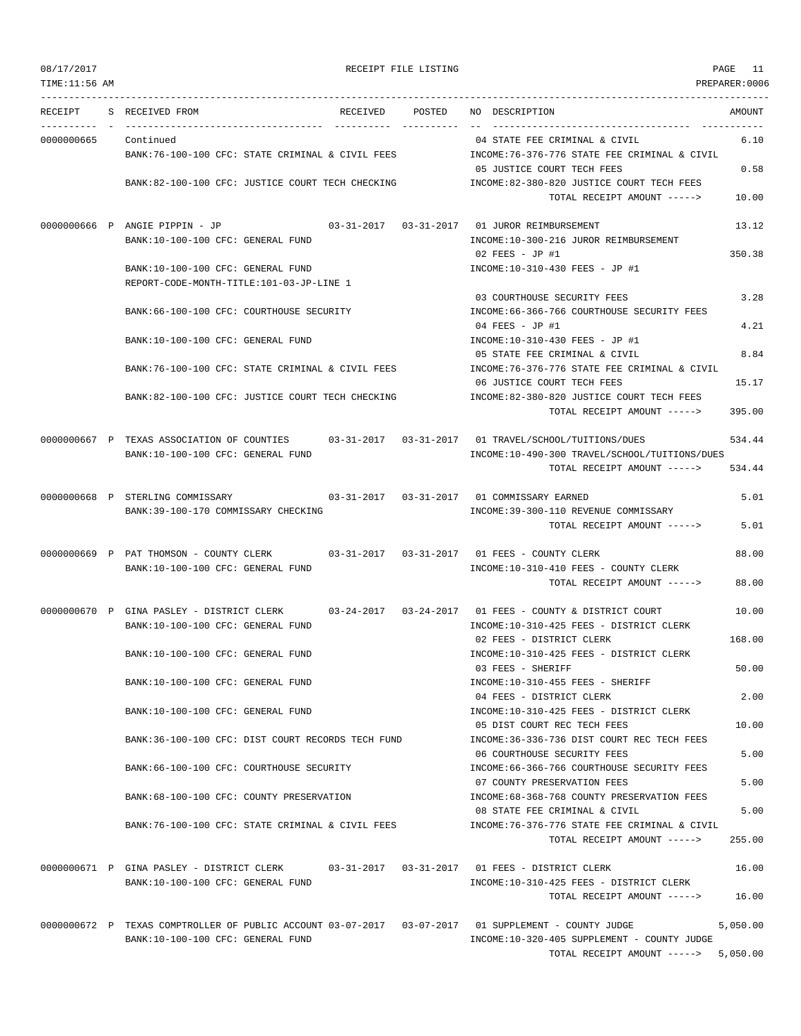RECEIPT FILE LISTING

| RECEIPT | S | RECEIVED FROM | RECEIVED | POSTED | NO | DESCRIPTION | AMOUNT |
|---|---|---|---|---|---|---|---|
| 0000000665 | | Continued | | | 04 | STATE FEE CRIMINAL & CIVIL | 6.10 |
| | | BANK:76-100-100 CFC: STATE CRIMINAL & CIVIL FEES | | | | INCOME:76-376-776 STATE FEE CRIMINAL & CIVIL | |
| | | | | | 05 | JUSTICE COURT TECH FEES | 0.58 |
| | | BANK:82-100-100 CFC: JUSTICE COURT TECH CHECKING | | | | INCOME:82-380-820 JUSTICE COURT TECH FEES | |
| | | | | | | TOTAL RECEIPT AMOUNT -----> | 10.00 |
| 0000000666 | P | ANGIE PIPPIN - JP | 03-31-2017 | 03-31-2017 | 01 | JUROR REIMBURSEMENT | 13.12 |
| | | BANK:10-100-100 CFC: GENERAL FUND | | | | INCOME:10-300-216 JUROR REIMBURSEMENT | |
| | | | | | 02 | FEES - JP #1 | 350.38 |
| | | BANK:10-100-100 CFC: GENERAL FUND | | | | INCOME:10-310-430 FEES - JP #1 | |
| | | REPORT-CODE-MONTH-TITLE:101-03-JP-LINE 1 | | | | | |
| | | | | | 03 | COURTHOUSE SECURITY FEES | 3.28 |
| | | BANK:66-100-100 CFC: COURTHOUSE SECURITY | | | | INCOME:66-366-766 COURTHOUSE SECURITY FEES | |
| | | | | | 04 | FEES - JP #1 | 4.21 |
| | | BANK:10-100-100 CFC: GENERAL FUND | | | | INCOME:10-310-430 FEES - JP #1 | |
| | | | | | 05 | STATE FEE CRIMINAL & CIVIL | 8.84 |
| | | BANK:76-100-100 CFC: STATE CRIMINAL & CIVIL FEES | | | | INCOME:76-376-776 STATE FEE CRIMINAL & CIVIL | |
| | | | | | 06 | JUSTICE COURT TECH FEES | 15.17 |
| | | BANK:82-100-100 CFC: JUSTICE COURT TECH CHECKING | | | | INCOME:82-380-820 JUSTICE COURT TECH FEES | |
| | | | | | | TOTAL RECEIPT AMOUNT -----> | 395.00 |
| 0000000667 | P | TEXAS ASSOCIATION OF COUNTIES | 03-31-2017 | 03-31-2017 | 01 | TRAVEL/SCHOOL/TUITIONS/DUES | 534.44 |
| | | BANK:10-100-100 CFC: GENERAL FUND | | | | INCOME:10-490-300 TRAVEL/SCHOOL/TUITIONS/DUES | |
| | | | | | | TOTAL RECEIPT AMOUNT -----> | 534.44 |
| 0000000668 | P | STERLING COMMISSARY | 03-31-2017 | 03-31-2017 | 01 | COMMISSARY EARNED | 5.01 |
| | | BANK:39-100-170 COMMISSARY CHECKING | | | | INCOME:39-300-110 REVENUE COMMISSARY | |
| | | | | | | TOTAL RECEIPT AMOUNT -----> | 5.01 |
| 0000000669 | P | PAT THOMSON - COUNTY CLERK | 03-31-2017 | 03-31-2017 | 01 | FEES - COUNTY CLERK | 88.00 |
| | | BANK:10-100-100 CFC: GENERAL FUND | | | | INCOME:10-310-410 FEES - COUNTY CLERK | |
| | | | | | | TOTAL RECEIPT AMOUNT -----> | 88.00 |
| 0000000670 | P | GINA PASLEY - DISTRICT CLERK | 03-24-2017 | 03-24-2017 | 01 | FEES - COUNTY & DISTRICT COURT | 10.00 |
| | | BANK:10-100-100 CFC: GENERAL FUND | | | | INCOME:10-310-425 FEES - DISTRICT CLERK | |
| | | | | | 02 | FEES - DISTRICT CLERK | 168.00 |
| | | BANK:10-100-100 CFC: GENERAL FUND | | | | INCOME:10-310-425 FEES - DISTRICT CLERK | |
| | | | | | 03 | FEES - SHERIFF | 50.00 |
| | | BANK:10-100-100 CFC: GENERAL FUND | | | | INCOME:10-310-455 FEES - SHERIFF | |
| | | | | | 04 | FEES - DISTRICT CLERK | 2.00 |
| | | BANK:10-100-100 CFC: GENERAL FUND | | | | INCOME:10-310-425 FEES - DISTRICT CLERK | |
| | | | | | 05 | DIST COURT REC TECH FEES | 10.00 |
| | | BANK:36-100-100 CFC: DIST COURT RECORDS TECH FUND | | | | INCOME:36-336-736 DIST COURT REC TECH FEES | |
| | | | | | 06 | COURTHOUSE SECURITY FEES | 5.00 |
| | | BANK:66-100-100 CFC: COURTHOUSE SECURITY | | | | INCOME:66-366-766 COURTHOUSE SECURITY FEES | |
| | | | | | 07 | COUNTY PRESERVATION FEES | 5.00 |
| | | BANK:68-100-100 CFC: COUNTY PRESERVATION | | | | INCOME:68-368-768 COUNTY PRESERVATION FEES | |
| | | | | | 08 | STATE FEE CRIMINAL & CIVIL | 5.00 |
| | | BANK:76-100-100 CFC: STATE CRIMINAL & CIVIL FEES | | | | INCOME:76-376-776 STATE FEE CRIMINAL & CIVIL | |
| | | | | | | TOTAL RECEIPT AMOUNT -----> | 255.00 |
| 0000000671 | P | GINA PASLEY - DISTRICT CLERK | 03-31-2017 | 03-31-2017 | 01 | FEES - DISTRICT CLERK | 16.00 |
| | | BANK:10-100-100 CFC: GENERAL FUND | | | | INCOME:10-310-425 FEES - DISTRICT CLERK | |
| | | | | | | TOTAL RECEIPT AMOUNT -----> | 16.00 |
| 0000000672 | P | TEXAS COMPTROLLER OF PUBLIC ACCOUNT | 03-07-2017 | 03-07-2017 | 01 | SUPPLEMENT - COUNTY JUDGE | 5,050.00 |
| | | BANK:10-100-100 CFC: GENERAL FUND | | | | INCOME:10-320-405 SUPPLEMENT - COUNTY JUDGE | |
| | | | | | | TOTAL RECEIPT AMOUNT -----> | 5,050.00 |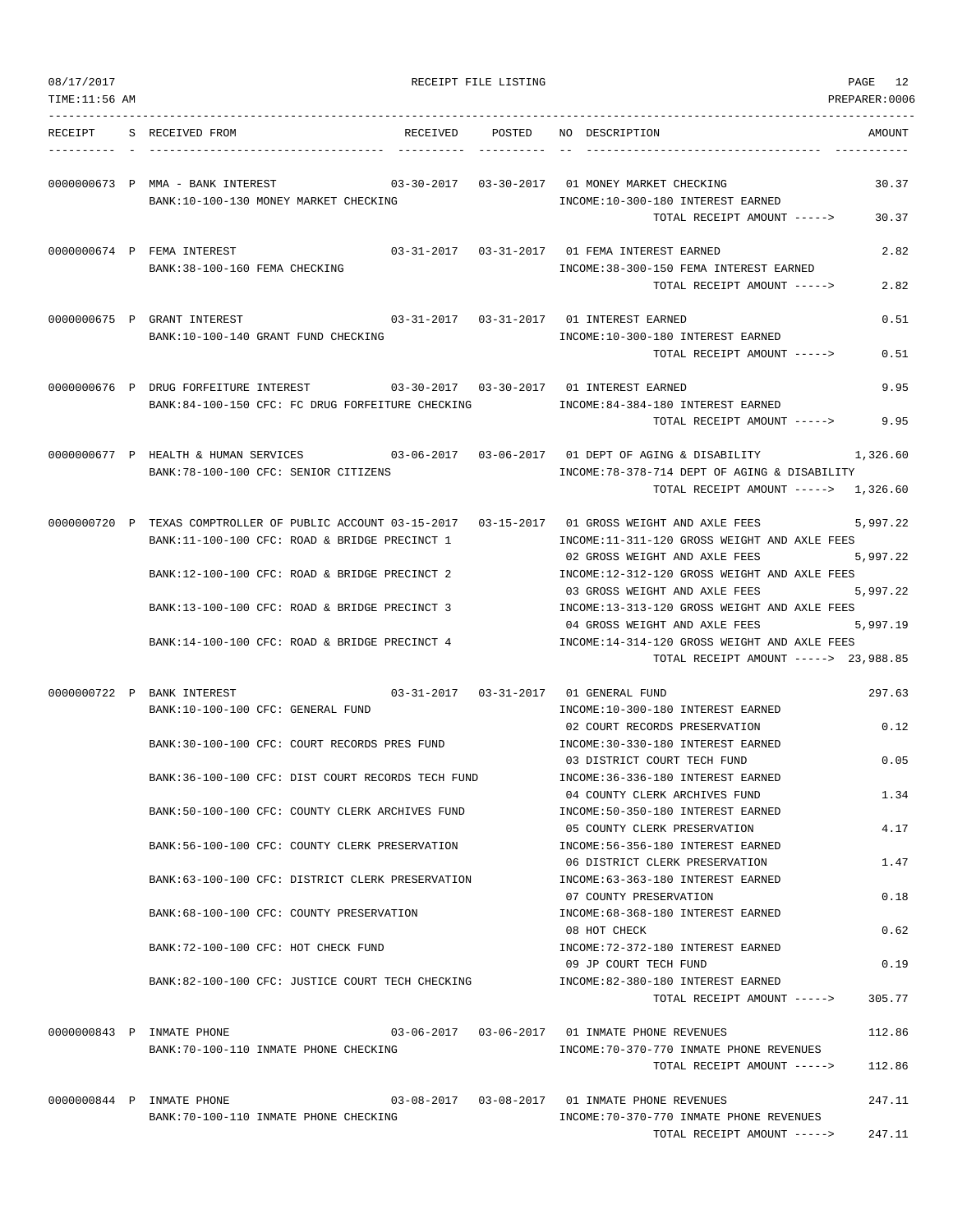RECEIPT FILE LISTING

| RECEIPT | S | RECEIVED FROM | RECEIVED | POSTED | NO | DESCRIPTION | AMOUNT |
|---|---|---|---|---|---|---|---|
| 0000000673 | P | MMA - BANK INTEREST | 03-30-2017 | 03-30-2017 | 01 | MONEY MARKET CHECKING | 30.37 |
| | | BANK:10-100-130 MONEY MARKET CHECKING | | | | INCOME:10-300-180 INTEREST EARNED | |
| | | | | | | TOTAL RECEIPT AMOUNT -----> | 30.37 |
| 0000000674 | P | FEMA INTEREST | 03-31-2017 | 03-31-2017 | 01 | FEMA INTEREST EARNED | 2.82 |
| | | BANK:38-100-160 FEMA CHECKING | | | | INCOME:38-300-150 FEMA INTEREST EARNED | |
| | | | | | | TOTAL RECEIPT AMOUNT -----> | 2.82 |
| 0000000675 | P | GRANT INTEREST | 03-31-2017 | 03-31-2017 | 01 | INTEREST EARNED | 0.51 |
| | | BANK:10-100-140 GRANT FUND CHECKING | | | | INCOME:10-300-180 INTEREST EARNED | |
| | | | | | | TOTAL RECEIPT AMOUNT -----> | 0.51 |
| 0000000676 | P | DRUG FORFEITURE INTEREST | 03-30-2017 | 03-30-2017 | 01 | INTEREST EARNED | 9.95 |
| | | BANK:84-100-150 CFC: FC DRUG FORFEITURE CHECKING | | | | INCOME:84-384-180 INTEREST EARNED | |
| | | | | | | TOTAL RECEIPT AMOUNT -----> | 9.95 |
| 0000000677 | P | HEALTH & HUMAN SERVICES | 03-06-2017 | 03-06-2017 | 01 | DEPT OF AGING & DISABILITY | 1,326.60 |
| | | BANK:78-100-100 CFC: SENIOR CITIZENS | | | | INCOME:78-378-714 DEPT OF AGING & DISABILITY | |
| | | | | | | TOTAL RECEIPT AMOUNT -----> | 1,326.60 |
| 0000000720 | P | TEXAS COMPTROLLER OF PUBLIC ACCOUNT | 03-15-2017 | 03-15-2017 | 01 | GROSS WEIGHT AND AXLE FEES | 5,997.22 |
| | | BANK:11-100-100 CFC: ROAD & BRIDGE PRECINCT 1 | | | | INCOME:11-311-120 GROSS WEIGHT AND AXLE FEES | |
| | | | | | 02 | GROSS WEIGHT AND AXLE FEES | 5,997.22 |
| | | BANK:12-100-100 CFC: ROAD & BRIDGE PRECINCT 2 | | | | INCOME:12-312-120 GROSS WEIGHT AND AXLE FEES | |
| | | | | | 03 | GROSS WEIGHT AND AXLE FEES | 5,997.22 |
| | | BANK:13-100-100 CFC: ROAD & BRIDGE PRECINCT 3 | | | | INCOME:13-313-120 GROSS WEIGHT AND AXLE FEES | |
| | | | | | 04 | GROSS WEIGHT AND AXLE FEES | 5,997.19 |
| | | BANK:14-100-100 CFC: ROAD & BRIDGE PRECINCT 4 | | | | INCOME:14-314-120 GROSS WEIGHT AND AXLE FEES | |
| | | | | | | TOTAL RECEIPT AMOUNT -----> | 23,988.85 |
| 0000000722 | P | BANK INTEREST | 03-31-2017 | 03-31-2017 | 01 | GENERAL FUND | 297.63 |
| | | BANK:10-100-100 CFC: GENERAL FUND | | | | INCOME:10-300-180 INTEREST EARNED | |
| | | | | | 02 | COURT RECORDS PRESERVATION | 0.12 |
| | | BANK:30-100-100 CFC: COURT RECORDS PRES FUND | | | | INCOME:30-330-180 INTEREST EARNED | |
| | | | | | 03 | DISTRICT COURT TECH FUND | 0.05 |
| | | BANK:36-100-100 CFC: DIST COURT RECORDS TECH FUND | | | | INCOME:36-336-180 INTEREST EARNED | |
| | | | | | 04 | COUNTY CLERK ARCHIVES FUND | 1.34 |
| | | BANK:50-100-100 CFC: COUNTY CLERK ARCHIVES FUND | | | | INCOME:50-350-180 INTEREST EARNED | |
| | | | | | 05 | COUNTY CLERK PRESERVATION | 4.17 |
| | | BANK:56-100-100 CFC: COUNTY CLERK PRESERVATION | | | | INCOME:56-356-180 INTEREST EARNED | |
| | | | | | 06 | DISTRICT CLERK PRESERVATION | 1.47 |
| | | BANK:63-100-100 CFC: DISTRICT CLERK PRESERVATION | | | | INCOME:63-363-180 INTEREST EARNED | |
| | | | | | 07 | COUNTY PRESERVATION | 0.18 |
| | | BANK:68-100-100 CFC: COUNTY PRESERVATION | | | | INCOME:68-368-180 INTEREST EARNED | |
| | | | | | 08 | HOT CHECK | 0.62 |
| | | BANK:72-100-100 CFC: HOT CHECK FUND | | | | INCOME:72-372-180 INTEREST EARNED | |
| | | | | | 09 | JP COURT TECH FUND | 0.19 |
| | | BANK:82-100-100 CFC: JUSTICE COURT TECH CHECKING | | | | INCOME:82-380-180 INTEREST EARNED | |
| | | | | | | TOTAL RECEIPT AMOUNT -----> | 305.77 |
| 0000000843 | P | INMATE PHONE | 03-06-2017 | 03-06-2017 | 01 | INMATE PHONE REVENUES | 112.86 |
| | | BANK:70-100-110 INMATE PHONE CHECKING | | | | INCOME:70-370-770 INMATE PHONE REVENUES | |
| | | | | | | TOTAL RECEIPT AMOUNT -----> | 112.86 |
| 0000000844 | P | INMATE PHONE | 03-08-2017 | 03-08-2017 | 01 | INMATE PHONE REVENUES | 247.11 |
| | | BANK:70-100-110 INMATE PHONE CHECKING | | | | INCOME:70-370-770 INMATE PHONE REVENUES | |
| | | | | | | TOTAL RECEIPT AMOUNT -----> | 247.11 |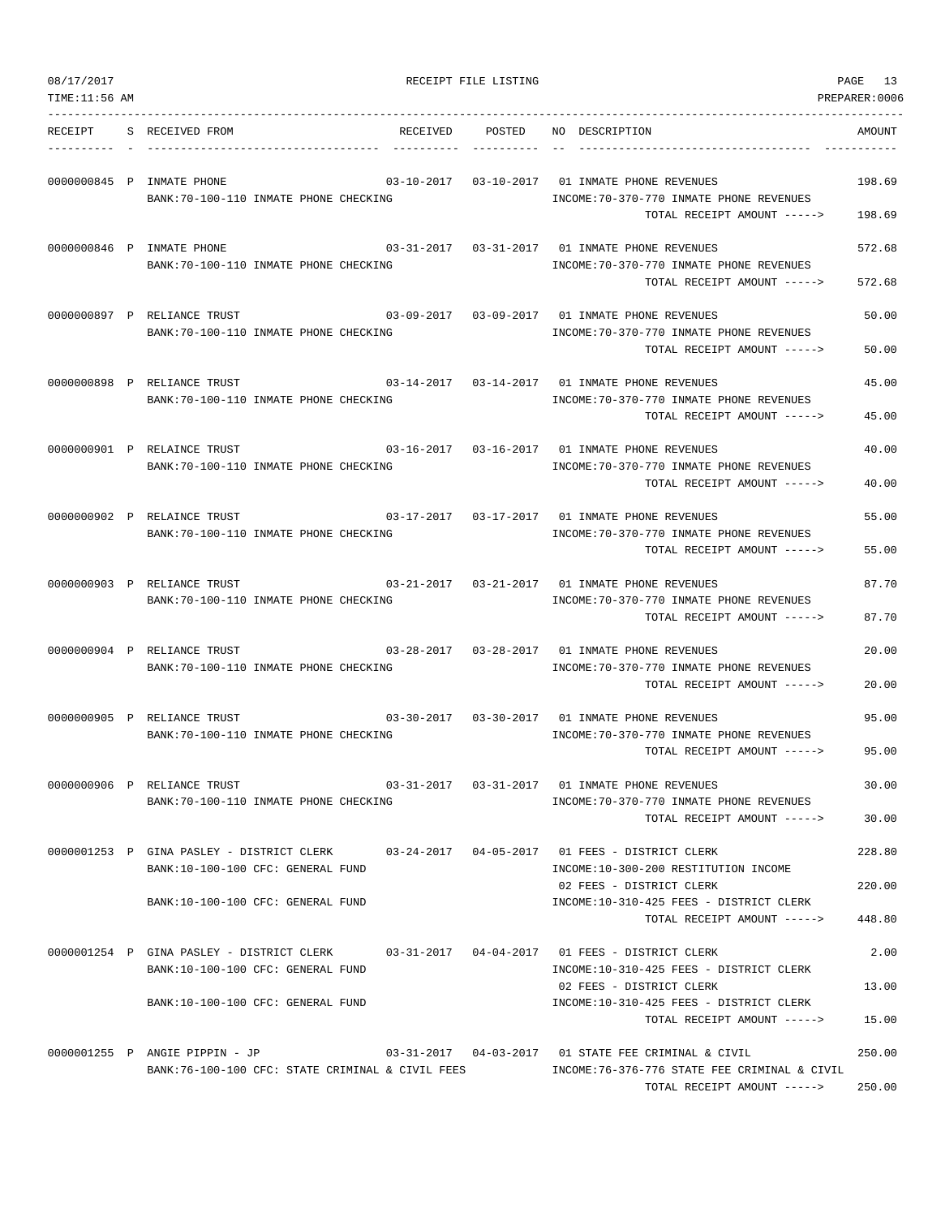| RECEIPT | S | RECEIVED FROM | RECEIVED | POSTED | NO | DESCRIPTION | AMOUNT |
|---|---|---|---|---|---|---|---|
| 0000000845 | P | INMATE PHONE | 03-10-2017 | 03-10-2017 | 01 | INMATE PHONE REVENUES | 198.69 |
| | | BANK:70-100-110 INMATE PHONE CHECKING | | | | INCOME:70-370-770 INMATE PHONE REVENUES | |
| | | | | | | TOTAL RECEIPT AMOUNT -----> | 198.69 |
| 0000000846 | P | INMATE PHONE | 03-31-2017 | 03-31-2017 | 01 | INMATE PHONE REVENUES | 572.68 |
| | | BANK:70-100-110 INMATE PHONE CHECKING | | | | INCOME:70-370-770 INMATE PHONE REVENUES | |
| | | | | | | TOTAL RECEIPT AMOUNT -----> | 572.68 |
| 0000000897 | P | RELIANCE TRUST | 03-09-2017 | 03-09-2017 | 01 | INMATE PHONE REVENUES | 50.00 |
| | | BANK:70-100-110 INMATE PHONE CHECKING | | | | INCOME:70-370-770 INMATE PHONE REVENUES | |
| | | | | | | TOTAL RECEIPT AMOUNT -----> | 50.00 |
| 0000000898 | P | RELIANCE TRUST | 03-14-2017 | 03-14-2017 | 01 | INMATE PHONE REVENUES | 45.00 |
| | | BANK:70-100-110 INMATE PHONE CHECKING | | | | INCOME:70-370-770 INMATE PHONE REVENUES | |
| | | | | | | TOTAL RECEIPT AMOUNT -----> | 45.00 |
| 0000000901 | P | RELAINCE TRUST | 03-16-2017 | 03-16-2017 | 01 | INMATE PHONE REVENUES | 40.00 |
| | | BANK:70-100-110 INMATE PHONE CHECKING | | | | INCOME:70-370-770 INMATE PHONE REVENUES | |
| | | | | | | TOTAL RECEIPT AMOUNT -----> | 40.00 |
| 0000000902 | P | RELAINCE TRUST | 03-17-2017 | 03-17-2017 | 01 | INMATE PHONE REVENUES | 55.00 |
| | | BANK:70-100-110 INMATE PHONE CHECKING | | | | INCOME:70-370-770 INMATE PHONE REVENUES | |
| | | | | | | TOTAL RECEIPT AMOUNT -----> | 55.00 |
| 0000000903 | P | RELIANCE TRUST | 03-21-2017 | 03-21-2017 | 01 | INMATE PHONE REVENUES | 87.70 |
| | | BANK:70-100-110 INMATE PHONE CHECKING | | | | INCOME:70-370-770 INMATE PHONE REVENUES | |
| | | | | | | TOTAL RECEIPT AMOUNT -----> | 87.70 |
| 0000000904 | P | RELIANCE TRUST | 03-28-2017 | 03-28-2017 | 01 | INMATE PHONE REVENUES | 20.00 |
| | | BANK:70-100-110 INMATE PHONE CHECKING | | | | INCOME:70-370-770 INMATE PHONE REVENUES | |
| | | | | | | TOTAL RECEIPT AMOUNT -----> | 20.00 |
| 0000000905 | P | RELIANCE TRUST | 03-30-2017 | 03-30-2017 | 01 | INMATE PHONE REVENUES | 95.00 |
| | | BANK:70-100-110 INMATE PHONE CHECKING | | | | INCOME:70-370-770 INMATE PHONE REVENUES | |
| | | | | | | TOTAL RECEIPT AMOUNT -----> | 95.00 |
| 0000000906 | P | RELIANCE TRUST | 03-31-2017 | 03-31-2017 | 01 | INMATE PHONE REVENUES | 30.00 |
| | | BANK:70-100-110 INMATE PHONE CHECKING | | | | INCOME:70-370-770 INMATE PHONE REVENUES | |
| | | | | | | TOTAL RECEIPT AMOUNT -----> | 30.00 |
| 0000001253 | P | GINA PASLEY - DISTRICT CLERK | 03-24-2017 | 04-05-2017 | 01 | FEES - DISTRICT CLERK | 228.80 |
| | | BANK:10-100-100 CFC: GENERAL FUND | | | | INCOME:10-300-200 RESTITUTION INCOME | |
| | | | | | 02 | FEES - DISTRICT CLERK | 220.00 |
| | | BANK:10-100-100 CFC: GENERAL FUND | | | | INCOME:10-310-425 FEES - DISTRICT CLERK | |
| | | | | | | TOTAL RECEIPT AMOUNT -----> | 448.80 |
| 0000001254 | P | GINA PASLEY - DISTRICT CLERK | 03-31-2017 | 04-04-2017 | 01 | FEES - DISTRICT CLERK | 2.00 |
| | | BANK:10-100-100 CFC: GENERAL FUND | | | | INCOME:10-310-425 FEES - DISTRICT CLERK | |
| | | | | | 02 | FEES - DISTRICT CLERK | 13.00 |
| | | BANK:10-100-100 CFC: GENERAL FUND | | | | INCOME:10-310-425 FEES - DISTRICT CLERK | |
| | | | | | | TOTAL RECEIPT AMOUNT -----> | 15.00 |
| 0000001255 | P | ANGIE PIPPIN - JP | 03-31-2017 | 04-03-2017 | 01 | STATE FEE CRIMINAL & CIVIL | 250.00 |
| | | BANK:76-100-100 CFC: STATE CRIMINAL & CIVIL FEES | | | | INCOME:76-376-776 STATE FEE CRIMINAL & CIVIL | |
| | | | | | | TOTAL RECEIPT AMOUNT -----> | 250.00 |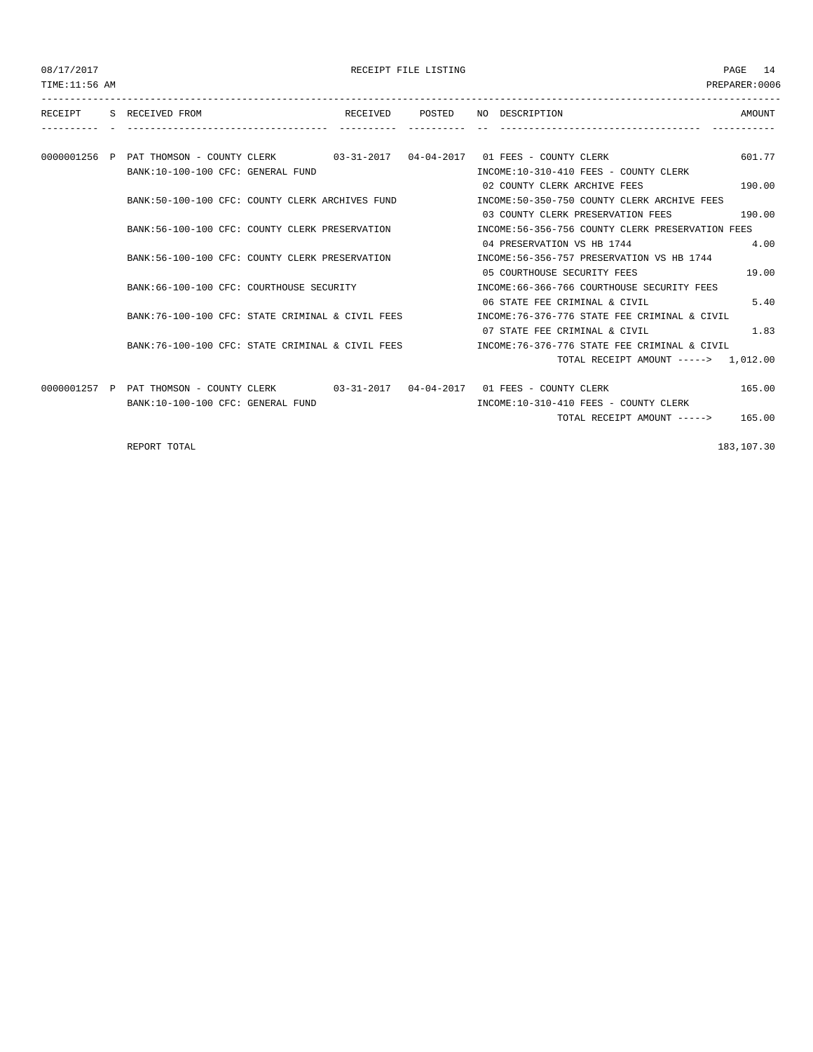RECEIPT FILE LISTING

TIME:11:56 AM PREPARER:0006

| RECEIPT | S | RECEIVED FROM | RECEIVED | POSTED | NO | DESCRIPTION | AMOUNT |
|---|---|---|---|---|---|---|---|
| 0000001256 | P | PAT THOMSON - COUNTY CLERK | 03-31-2017 | 04-04-2017 | 01 | FEES - COUNTY CLERK | 601.77 |
| | | BANK:10-100-100 CFC: GENERAL FUND | | | | INCOME:10-310-410 FEES - COUNTY CLERK | |
| | | | | | 02 | COUNTY CLERK ARCHIVE FEES | 190.00 |
| | | BANK:50-100-100 CFC: COUNTY CLERK ARCHIVES FUND | | | | INCOME:50-350-750 COUNTY CLERK ARCHIVE FEES | |
| | | | | | 03 | COUNTY CLERK PRESERVATION FEES | 190.00 |
| | | BANK:56-100-100 CFC: COUNTY CLERK PRESERVATION | | | | INCOME:56-356-756 COUNTY CLERK PRESERVATION FEES | |
| | | | | | 04 | PRESERVATION VS HB 1744 | 4.00 |
| | | BANK:56-100-100 CFC: COUNTY CLERK PRESERVATION | | | | INCOME:56-356-757 PRESERVATION VS HB 1744 | |
| | | | | | 05 | COURTHOUSE SECURITY FEES | 19.00 |
| | | BANK:66-100-100 CFC: COURTHOUSE SECURITY | | | | INCOME:66-366-766 COURTHOUSE SECURITY FEES | |
| | | | | | 06 | STATE FEE CRIMINAL & CIVIL | 5.40 |
| | | BANK:76-100-100 CFC: STATE CRIMINAL & CIVIL FEES | | | | INCOME:76-376-776 STATE FEE CRIMINAL & CIVIL | |
| | | | | | 07 | STATE FEE CRIMINAL & CIVIL | 1.83 |
| | | BANK:76-100-100 CFC: STATE CRIMINAL & CIVIL FEES | | | | INCOME:76-376-776 STATE FEE CRIMINAL & CIVIL | |
| | | | | | | TOTAL RECEIPT AMOUNT -----> | 1,012.00 |
| 0000001257 | P | PAT THOMSON - COUNTY CLERK | 03-31-2017 | 04-04-2017 | 01 | FEES - COUNTY CLERK | 165.00 |
| | | BANK:10-100-100 CFC: GENERAL FUND | | | | INCOME:10-310-410 FEES - COUNTY CLERK | |
| | | | | | | TOTAL RECEIPT AMOUNT -----> | 165.00 |
| | | REPORT TOTAL | | | | | 183,107.30 |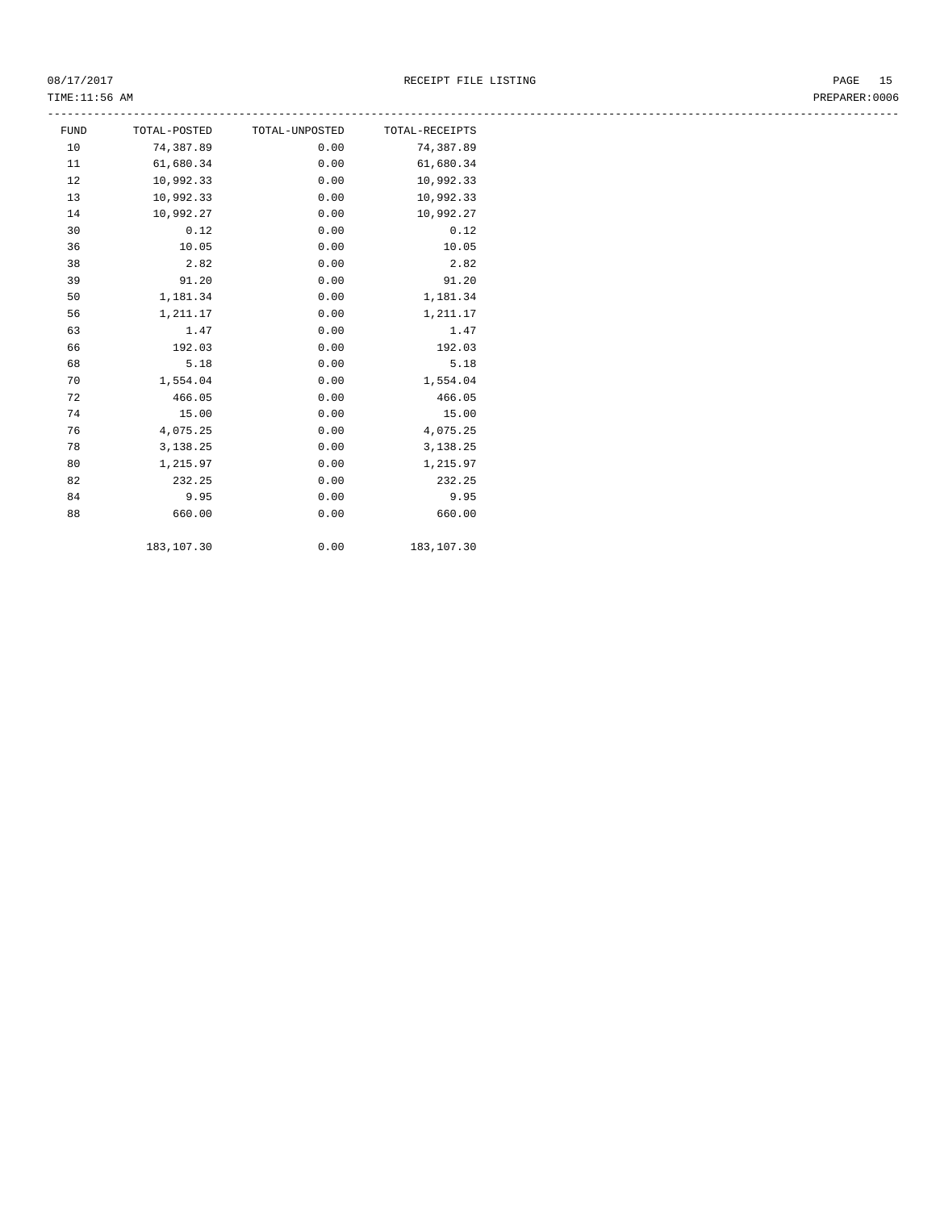08/17/2017 RECEIPT FILE LISTING

TIME:11:56 AM PREPARER:0006

| FUND | TOTAL-POSTED | TOTAL-UNPOSTED | TOTAL-RECEIPTS |
|---|---|---|---|
| 10 | 74,387.89 | 0.00 | 74,387.89 |
| 11 | 61,680.34 | 0.00 | 61,680.34 |
| 12 | 10,992.33 | 0.00 | 10,992.33 |
| 13 | 10,992.33 | 0.00 | 10,992.33 |
| 14 | 10,992.27 | 0.00 | 10,992.27 |
| 30 | 0.12 | 0.00 | 0.12 |
| 36 | 10.05 | 0.00 | 10.05 |
| 38 | 2.82 | 0.00 | 2.82 |
| 39 | 91.20 | 0.00 | 91.20 |
| 50 | 1,181.34 | 0.00 | 1,181.34 |
| 56 | 1,211.17 | 0.00 | 1,211.17 |
| 63 | 1.47 | 0.00 | 1.47 |
| 66 | 192.03 | 0.00 | 192.03 |
| 68 | 5.18 | 0.00 | 5.18 |
| 70 | 1,554.04 | 0.00 | 1,554.04 |
| 72 | 466.05 | 0.00 | 466.05 |
| 74 | 15.00 | 0.00 | 15.00 |
| 76 | 4,075.25 | 0.00 | 4,075.25 |
| 78 | 3,138.25 | 0.00 | 3,138.25 |
| 80 | 1,215.97 | 0.00 | 1,215.97 |
| 82 | 232.25 | 0.00 | 232.25 |
| 84 | 9.95 | 0.00 | 9.95 |
| 88 | 660.00 | 0.00 | 660.00 |
| | 183,107.30 | 0.00 | 183,107.30 |